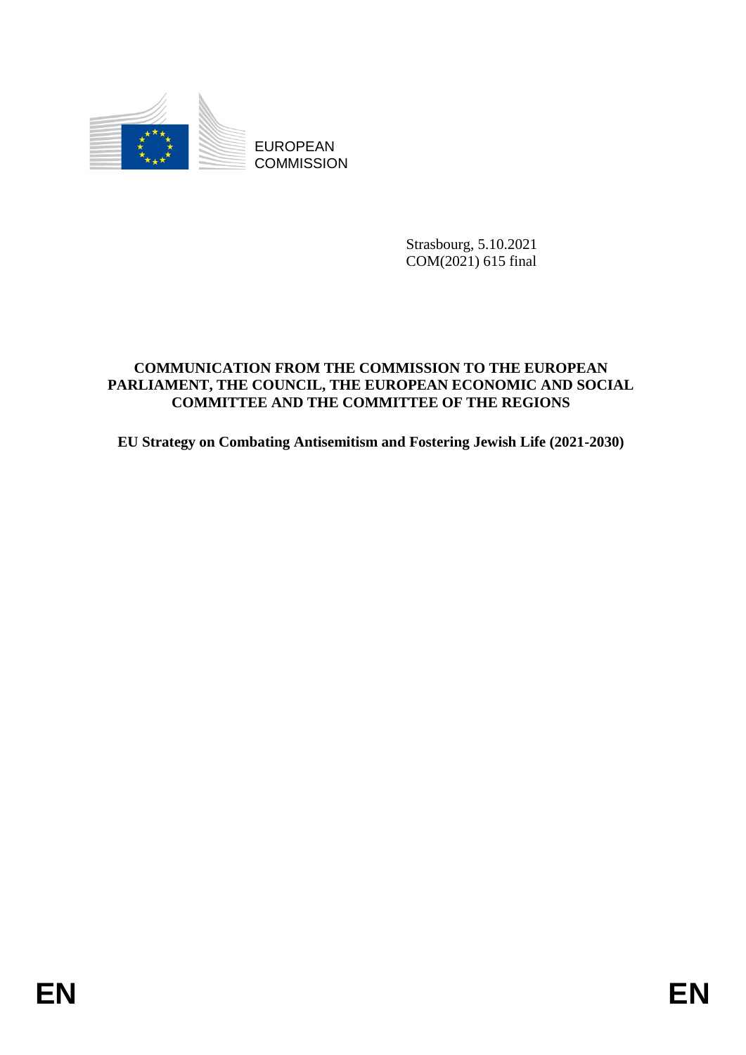EUROPEAN
COMMISSION

Strasbourg, 5.10.2021
COM(2021) 615 final

**COMMUNICATION FROM THE COMMISSION TO THE EUROPEAN PARLIAMENT, THE COUNCIL, THE EUROPEAN ECONOMIC AND SOCIAL COMMITTEE AND THE COMMITTEE OF THE REGIONS**

**EU Strategy on Combating Antisemitism and Fostering Jewish Life (2021-2030)**

EN EN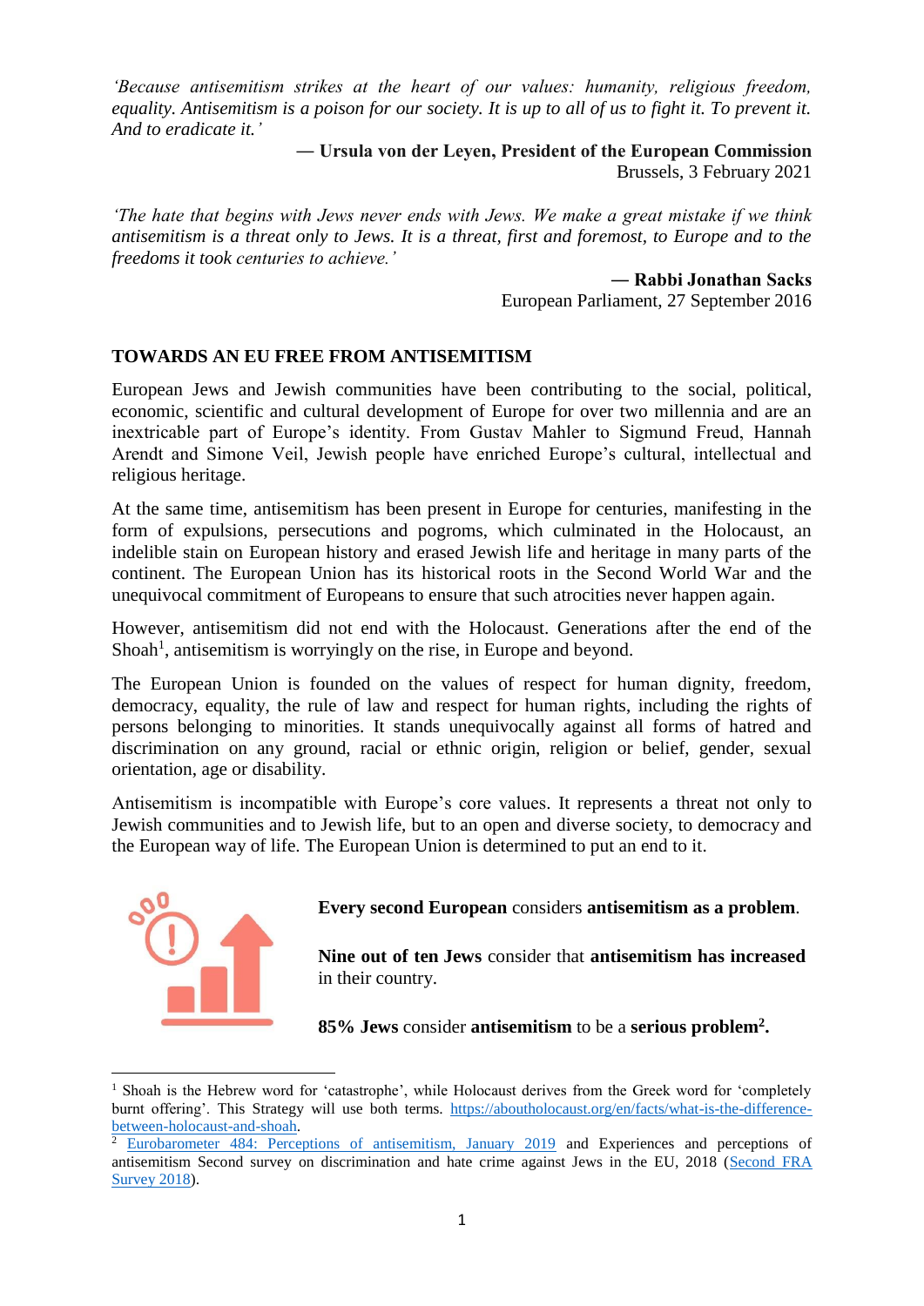*'Because antisemitism strikes at the heart of our values: humanity, religious freedom, equality. Antisemitism is a poison for our society. It is up to all of us to fight it. To prevent it. And to eradicate it.'*

**— Ursula von der Leyen, President of the European Commission**
Brussels, 3 February 2021

*'The hate that begins with Jews never ends with Jews. We make a great mistake if we think antisemitism is a threat only to Jews. It is a threat, first and foremost, to Europe and to the freedoms it took centuries to achieve.'*

**— Rabbi Jonathan Sacks**
European Parliament, 27 September 2016

## TOWARDS AN EU FREE FROM ANTISEMITISM

European Jews and Jewish communities have been contributing to the social, political, economic, scientific and cultural development of Europe for over two millennia and are an inextricable part of Europe's identity. From Gustav Mahler to Sigmund Freud, Hannah Arendt and Simone Veil, Jewish people have enriched Europe's cultural, intellectual and religious heritage.

At the same time, antisemitism has been present in Europe for centuries, manifesting in the form of expulsions, persecutions and pogroms, which culminated in the Holocaust, an indelible stain on European history and erased Jewish life and heritage in many parts of the continent. The European Union has its historical roots in the Second World War and the unequivocal commitment of Europeans to ensure that such atrocities never happen again.

However, antisemitism did not end with the Holocaust. Generations after the end of the Shoah[1], antisemitism is worryingly on the rise, in Europe and beyond.

The European Union is founded on the values of respect for human dignity, freedom, democracy, equality, the rule of law and respect for human rights, including the rights of persons belonging to minorities. It stands unequivocally against all forms of hatred and discrimination on any ground, racial or ethnic origin, religion or belief, gender, sexual orientation, age or disability.

Antisemitism is incompatible with Europe's core values. It represents a threat not only to Jewish communities and to Jewish life, but to an open and diverse society, to democracy and the European way of life. The European Union is determined to put an end to it.

**Every second European** considers **antisemitism as a problem**.

**Nine out of ten Jews** consider that **antisemitism has increased** in their country.

**85% Jews** consider **antisemitism** to be a **serious problem**[2].

---

[1] Shoah is the Hebrew word for 'catastrophe', while Holocaust derives from the Greek word for 'completely burnt offering'. This Strategy will use both terms. https://aboutholocaust.org/en/facts/what-is-the-difference-between-holocaust-and-shoah.

[2] Eurobarometer 484: Perceptions of antisemitism, January 2019 and Experiences and perceptions of antisemitism Second survey on discrimination and hate crime against Jews in the EU, 2018 (Second FRA Survey 2018).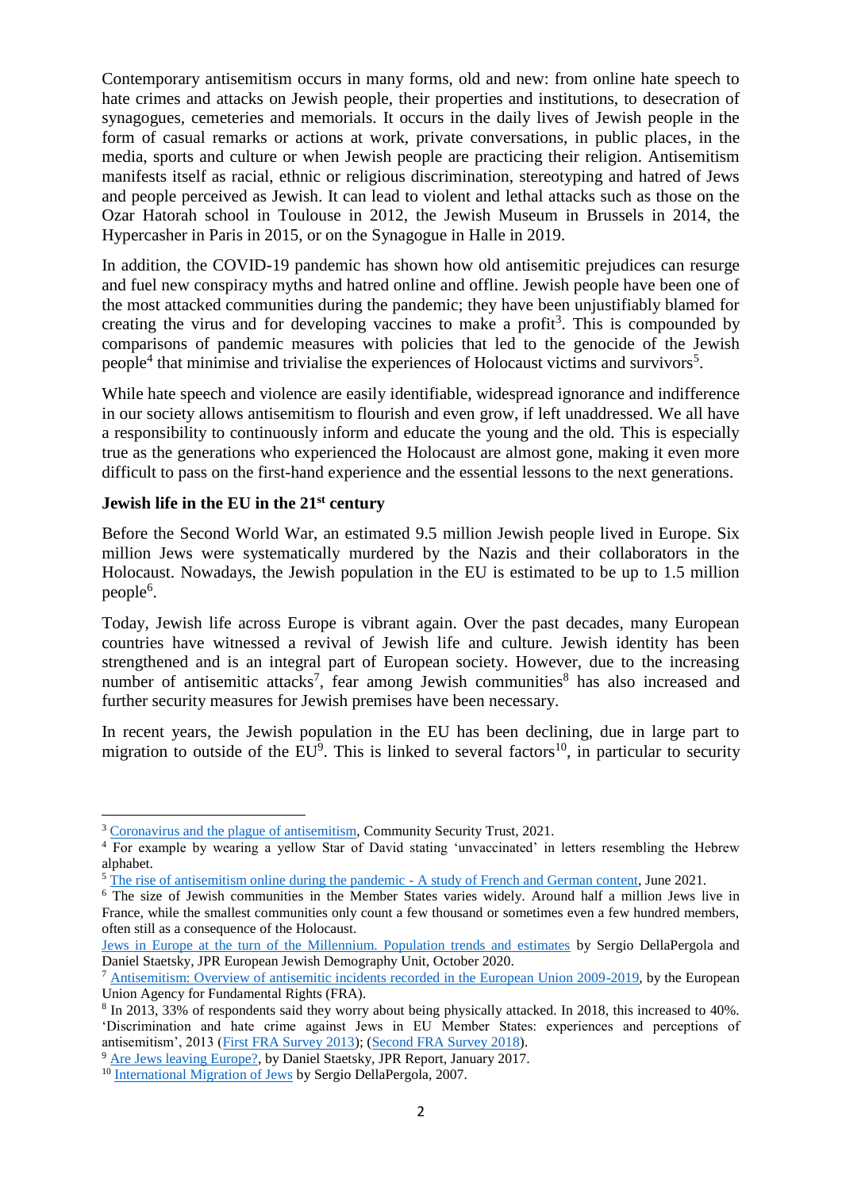Contemporary antisemitism occurs in many forms, old and new: from online hate speech to hate crimes and attacks on Jewish people, their properties and institutions, to desecration of synagogues, cemeteries and memorials. It occurs in the daily lives of Jewish people in the form of casual remarks or actions at work, private conversations, in public places, in the media, sports and culture or when Jewish people are practicing their religion. Antisemitism manifests itself as racial, ethnic or religious discrimination, stereotyping and hatred of Jews and people perceived as Jewish. It can lead to violent and lethal attacks such as those on the Ozar Hatorah school in Toulouse in 2012, the Jewish Museum in Brussels in 2014, the Hypercasher in Paris in 2015, or on the Synagogue in Halle in 2019.

In addition, the COVID-19 pandemic has shown how old antisemitic prejudices can resurge and fuel new conspiracy myths and hatred online and offline. Jewish people have been one of the most attacked communities during the pandemic; they have been unjustifiably blamed for creating the virus and for developing vaccines to make a profit[3]. This is compounded by comparisons of pandemic measures with policies that led to the genocide of the Jewish people[4] that minimise and trivialise the experiences of Holocaust victims and survivors[5].

While hate speech and violence are easily identifiable, widespread ignorance and indifference in our society allows antisemitism to flourish and even grow, if left unaddressed. We all have a responsibility to continuously inform and educate the young and the old. This is especially true as the generations who experienced the Holocaust are almost gone, making it even more difficult to pass on the first-hand experience and the essential lessons to the next generations.

**Jewish life in the EU in the 21st century**

Before the Second World War, an estimated 9.5 million Jewish people lived in Europe. Six million Jews were systematically murdered by the Nazis and their collaborators in the Holocaust. Nowadays, the Jewish population in the EU is estimated to be up to 1.5 million people[6].

Today, Jewish life across Europe is vibrant again. Over the past decades, many European countries have witnessed a revival of Jewish life and culture. Jewish identity has been strengthened and is an integral part of European society. However, due to the increasing number of antisemitic attacks[7], fear among Jewish communities[8] has also increased and further security measures for Jewish premises have been necessary.

In recent years, the Jewish population in the EU has been declining, due in large part to migration to outside of the EU[9]. This is linked to several factors[10], in particular to security

---

[3] Coronavirus and the plague of antisemitism, Community Security Trust, 2021.

[4] For example by wearing a yellow Star of David stating 'unvaccinated' in letters resembling the Hebrew alphabet.

[5] The rise of antisemitism online during the pandemic - A study of French and German content, June 2021.

[6] The size of Jewish communities in the Member States varies widely. Around half a million Jews live in France, while the smallest communities only count a few thousand or sometimes even a few hundred members, often still as a consequence of the Holocaust.
Jews in Europe at the turn of the Millennium. Population trends and estimates by Sergio DellaPergola and Daniel Staetsky, JPR European Jewish Demography Unit, October 2020.

[7] Antisemitism: Overview of antisemitic incidents recorded in the European Union 2009-2019, by the European Union Agency for Fundamental Rights (FRA).

[8] In 2013, 33% of respondents said they worry about being physically attacked. In 2018, this increased to 40%. 'Discrimination and hate crime against Jews in EU Member States: experiences and perceptions of antisemitism', 2013 (First FRA Survey 2013); (Second FRA Survey 2018).

[9] Are Jews leaving Europe?, by Daniel Staetsky, JPR Report, January 2017.

[10] International Migration of Jews by Sergio DellaPergola, 2007.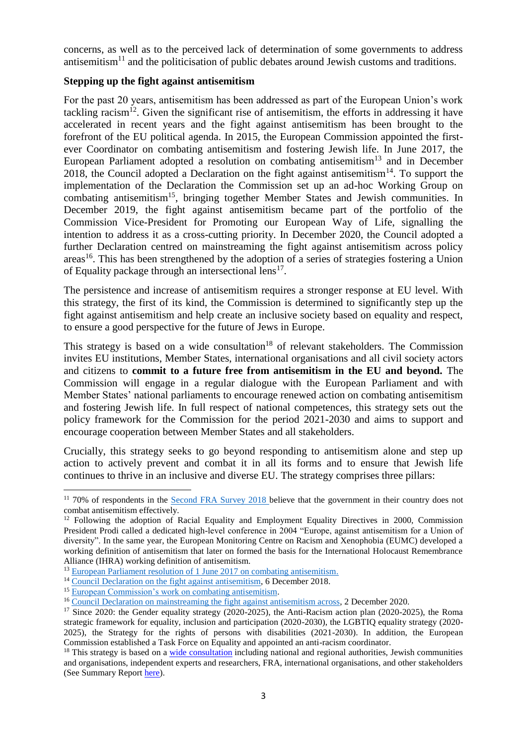concerns, as well as to the perceived lack of determination of some governments to address antisemitism[11] and the politicisation of public debates around Jewish customs and traditions.

**Stepping up the fight against antisemitism**

For the past 20 years, antisemitism has been addressed as part of the European Union's work tackling racism[12]. Given the significant rise of antisemitism, the efforts in addressing it have accelerated in recent years and the fight against antisemitism has been brought to the forefront of the EU political agenda. In 2015, the European Commission appointed the first-ever Coordinator on combating antisemitism and fostering Jewish life. In June 2017, the European Parliament adopted a resolution on combating antisemitism[13] and in December 2018, the Council adopted a Declaration on the fight against antisemitism[14]. To support the implementation of the Declaration the Commission set up an ad-hoc Working Group on combating antisemitism[15], bringing together Member States and Jewish communities. In December 2019, the fight against antisemitism became part of the portfolio of the Commission Vice-President for Promoting our European Way of Life, signalling the intention to address it as a cross-cutting priority. In December 2020, the Council adopted a further Declaration centred on mainstreaming the fight against antisemitism across policy areas[16]. This has been strengthened by the adoption of a series of strategies fostering a Union of Equality package through an intersectional lens[17].

The persistence and increase of antisemitism requires a stronger response at EU level. With this strategy, the first of its kind, the Commission is determined to significantly step up the fight against antisemitism and help create an inclusive society based on equality and respect, to ensure a good perspective for the future of Jews in Europe.

This strategy is based on a wide consultation[18] of relevant stakeholders. The Commission invites EU institutions, Member States, international organisations and all civil society actors and citizens to **commit to a future free from antisemitism in the EU and beyond.** The Commission will engage in a regular dialogue with the European Parliament and with Member States' national parliaments to encourage renewed action on combating antisemitism and fostering Jewish life. In full respect of national competences, this strategy sets out the policy framework for the Commission for the period 2021-2030 and aims to support and encourage cooperation between Member States and all stakeholders.

Crucially, this strategy seeks to go beyond responding to antisemitism alone and step up action to actively prevent and combat it in all its forms and to ensure that Jewish life continues to thrive in an inclusive and diverse EU. The strategy comprises three pillars:

---

[11] 70% of respondents in the Second FRA Survey 2018 believe that the government in their country does not combat antisemitism effectively.

[12] Following the adoption of Racial Equality and Employment Equality Directives in 2000, Commission President Prodi called a dedicated high-level conference in 2004 "Europe, against antisemitism for a Union of diversity". In the same year, the European Monitoring Centre on Racism and Xenophobia (EUMC) developed a working definition of antisemitism that later on formed the basis for the International Holocaust Remembrance Alliance (IHRA) working definition of antisemitism.

[13] European Parliament resolution of 1 June 2017 on combating antisemitism.

[14] Council Declaration on the fight against antisemitism, 6 December 2018.

[15] European Commission's work on combating antisemitism.

[16] Council Declaration on mainstreaming the fight against antisemitism across, 2 December 2020.

[17] Since 2020: the Gender equality strategy (2020-2025), the Anti-Racism action plan (2020-2025), the Roma strategic framework for equality, inclusion and participation (2020-2030), the LGBTIQ equality strategy (2020-2025), the Strategy for the rights of persons with disabilities (2021-2030). In addition, the European Commission established a Task Force on Equality and appointed an anti-racism coordinator.

[18] This strategy is based on a wide consultation including national and regional authorities, Jewish communities and organisations, independent experts and researchers, FRA, international organisations, and other stakeholders (See Summary Report here).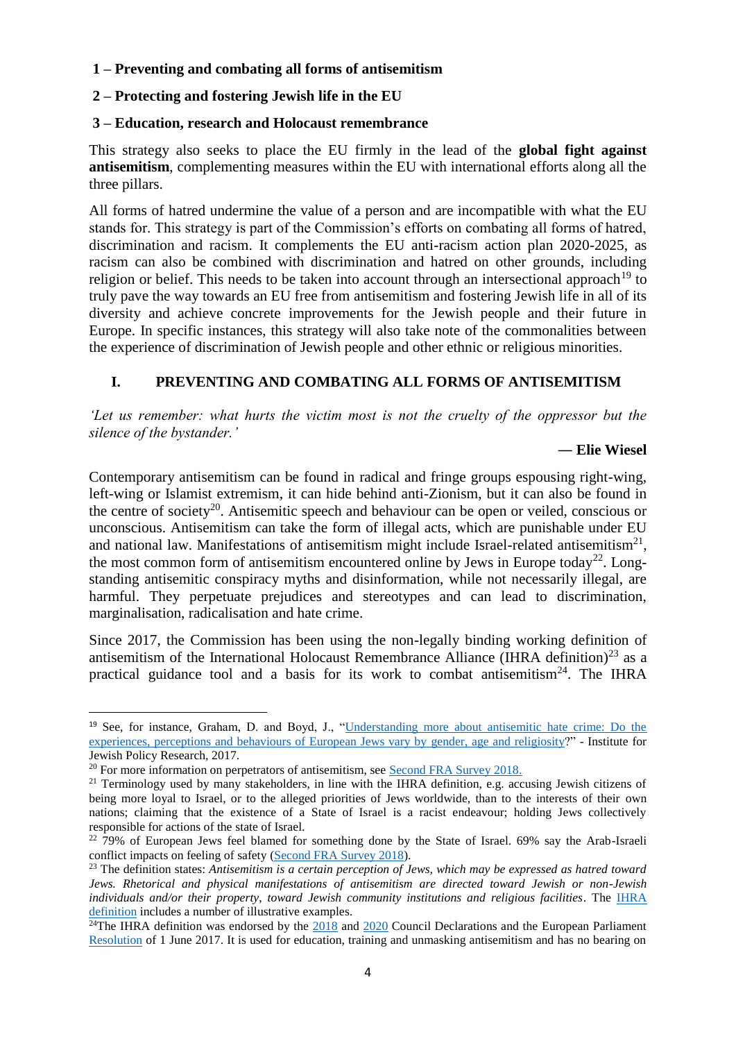**1 – Preventing and combating all forms of antisemitism**

**2 – Protecting and fostering Jewish life in the EU**

**3 – Education, research and Holocaust remembrance**

This strategy also seeks to place the EU firmly in the lead of the **global fight against antisemitism**, complementing measures within the EU with international efforts along all the three pillars.

All forms of hatred undermine the value of a person and are incompatible with what the EU stands for. This strategy is part of the Commission's efforts on combating all forms of hatred, discrimination and racism. It complements the EU anti-racism action plan 2020-2025, as racism can also be combined with discrimination and hatred on other grounds, including religion or belief. This needs to be taken into account through an intersectional approach[19] to truly pave the way towards an EU free from antisemitism and fostering Jewish life in all of its diversity and achieve concrete improvements for the Jewish people and their future in Europe. In specific instances, this strategy will also take note of the commonalities between the experience of discrimination of Jewish people and other ethnic or religious minorities.

## I. PREVENTING AND COMBATING ALL FORMS OF ANTISEMITISM

*'Let us remember: what hurts the victim most is not the cruelty of the oppressor but the silence of the bystander.'*

**— Elie Wiesel**

Contemporary antisemitism can be found in radical and fringe groups espousing right-wing, left-wing or Islamist extremism, it can hide behind anti-Zionism, but it can also be found in the centre of society[20]. Antisemitic speech and behaviour can be open or veiled, conscious or unconscious. Antisemitism can take the form of illegal acts, which are punishable under EU and national law. Manifestations of antisemitism might include Israel-related antisemitism[21], the most common form of antisemitism encountered online by Jews in Europe today[22]. Long-standing antisemitic conspiracy myths and disinformation, while not necessarily illegal, are harmful. They perpetuate prejudices and stereotypes and can lead to discrimination, marginalisation, radicalisation and hate crime.

Since 2017, the Commission has been using the non-legally binding working definition of antisemitism of the International Holocaust Remembrance Alliance (IHRA definition)[23] as a practical guidance tool and a basis for its work to combat antisemitism[24]. The IHRA

---

[19] See, for instance, Graham, D. and Boyd, J., "Understanding more about antisemitic hate crime: Do the experiences, perceptions and behaviours of European Jews vary by gender, age and religiosity?" - Institute for Jewish Policy Research, 2017.

[20] For more information on perpetrators of antisemitism, see Second FRA Survey 2018.

[21] Terminology used by many stakeholders, in line with the IHRA definition, e.g. accusing Jewish citizens of being more loyal to Israel, or to the alleged priorities of Jews worldwide, than to the interests of their own nations; claiming that the existence of a State of Israel is a racist endeavour; holding Jews collectively responsible for actions of the state of Israel.

[22] 79% of European Jews feel blamed for something done by the State of Israel. 69% say the Arab-Israeli conflict impacts on feeling of safety (Second FRA Survey 2018).

[23] The definition states: *Antisemitism is a certain perception of Jews, which may be expressed as hatred toward Jews. Rhetorical and physical manifestations of antisemitism are directed toward Jewish or non-Jewish individuals and/or their property, toward Jewish community institutions and religious facilities*. The IHRA definition includes a number of illustrative examples.

[24] The IHRA definition was endorsed by the 2018 and 2020 Council Declarations and the European Parliament Resolution of 1 June 2017. It is used for education, training and unmasking antisemitism and has no bearing on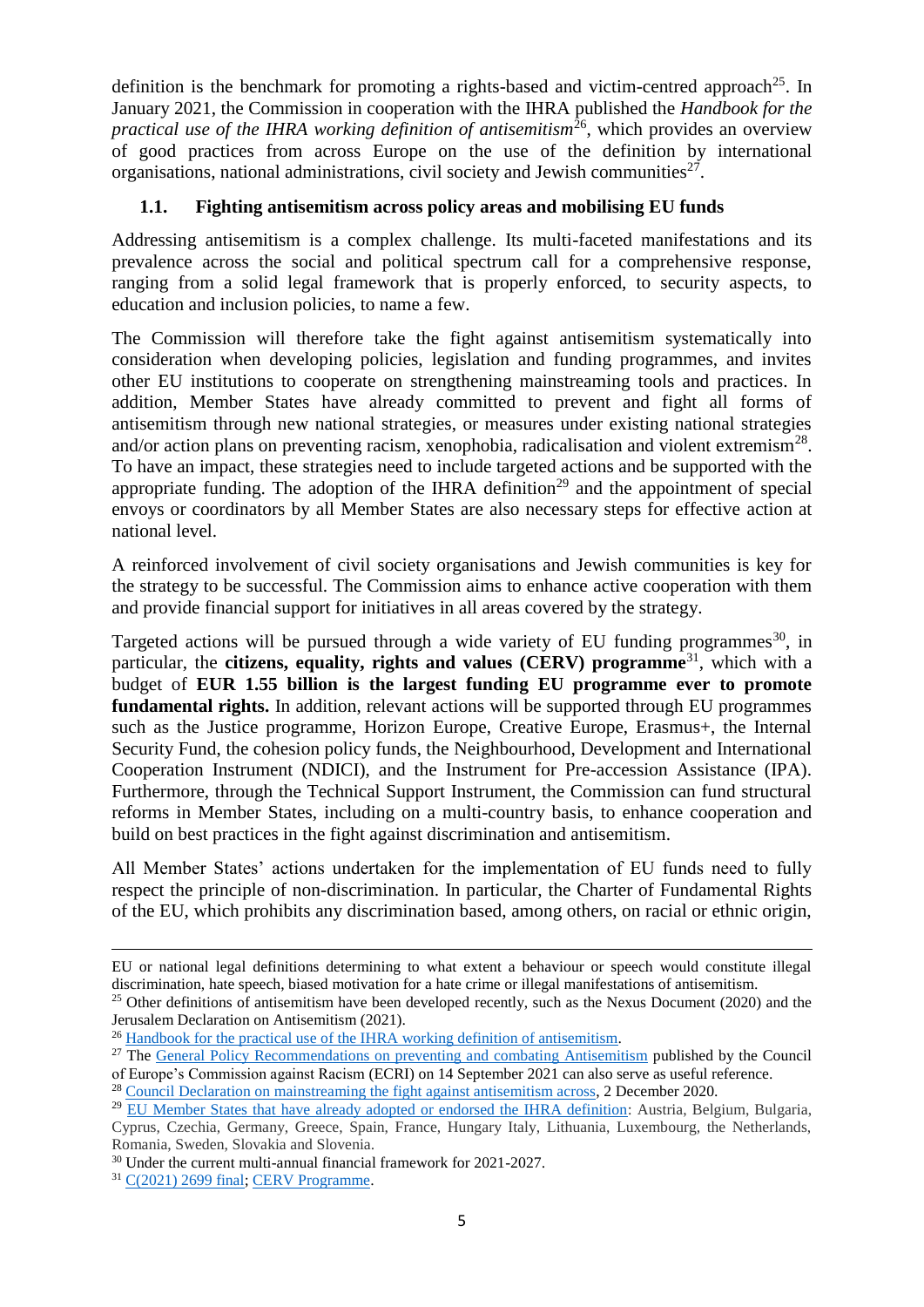definition is the benchmark for promoting a rights-based and victim-centred approach[25]. In January 2021, the Commission in cooperation with the IHRA published the *Handbook for the practical use of the IHRA working definition of antisemitism*[26], which provides an overview of good practices from across Europe on the use of the definition by international organisations, national administrations, civil society and Jewish communities[27].

### 1.1. Fighting antisemitism across policy areas and mobilising EU funds

Addressing antisemitism is a complex challenge. Its multi-faceted manifestations and its prevalence across the social and political spectrum call for a comprehensive response, ranging from a solid legal framework that is properly enforced, to security aspects, to education and inclusion policies, to name a few.

The Commission will therefore take the fight against antisemitism systematically into consideration when developing policies, legislation and funding programmes, and invites other EU institutions to cooperate on strengthening mainstreaming tools and practices. In addition, Member States have already committed to prevent and fight all forms of antisemitism through new national strategies, or measures under existing national strategies and/or action plans on preventing racism, xenophobia, radicalisation and violent extremism[28]. To have an impact, these strategies need to include targeted actions and be supported with the appropriate funding. The adoption of the IHRA definition[29] and the appointment of special envoys or coordinators by all Member States are also necessary steps for effective action at national level.

A reinforced involvement of civil society organisations and Jewish communities is key for the strategy to be successful. The Commission aims to enhance active cooperation with them and provide financial support for initiatives in all areas covered by the strategy.

Targeted actions will be pursued through a wide variety of EU funding programmes[30], in particular, the **citizens, equality, rights and values (CERV) programme**[31], which with a budget of **EUR 1.55 billion is the largest funding EU programme ever to promote fundamental rights.** In addition, relevant actions will be supported through EU programmes such as the Justice programme, Horizon Europe, Creative Europe, Erasmus+, the Internal Security Fund, the cohesion policy funds, the Neighbourhood, Development and International Cooperation Instrument (NDICI), and the Instrument for Pre-accession Assistance (IPA). Furthermore, through the Technical Support Instrument, the Commission can fund structural reforms in Member States, including on a multi-country basis, to enhance cooperation and build on best practices in the fight against discrimination and antisemitism.

All Member States' actions undertaken for the implementation of EU funds need to fully respect the principle of non-discrimination. In particular, the Charter of Fundamental Rights of the EU, which prohibits any discrimination based, among others, on racial or ethnic origin,

---

EU or national legal definitions determining to what extent a behaviour or speech would constitute illegal discrimination, hate speech, biased motivation for a hate crime or illegal manifestations of antisemitism.

[25] Other definitions of antisemitism have been developed recently, such as the Nexus Document (2020) and the Jerusalem Declaration on Antisemitism (2021).

[26] Handbook for the practical use of the IHRA working definition of antisemitism.

[27] The General Policy Recommendations on preventing and combating Antisemitism published by the Council of Europe's Commission against Racism (ECRI) on 14 September 2021 can also serve as useful reference.

[28] Council Declaration on mainstreaming the fight against antisemitism across, 2 December 2020.

[29] EU Member States that have already adopted or endorsed the IHRA definition: Austria, Belgium, Bulgaria, Cyprus, Czechia, Germany, Greece, Spain, France, Hungary Italy, Lithuania, Luxembourg, the Netherlands, Romania, Sweden, Slovakia and Slovenia.

[30] Under the current multi-annual financial framework for 2021-2027.

[31] C(2021) 2699 final; CERV Programme.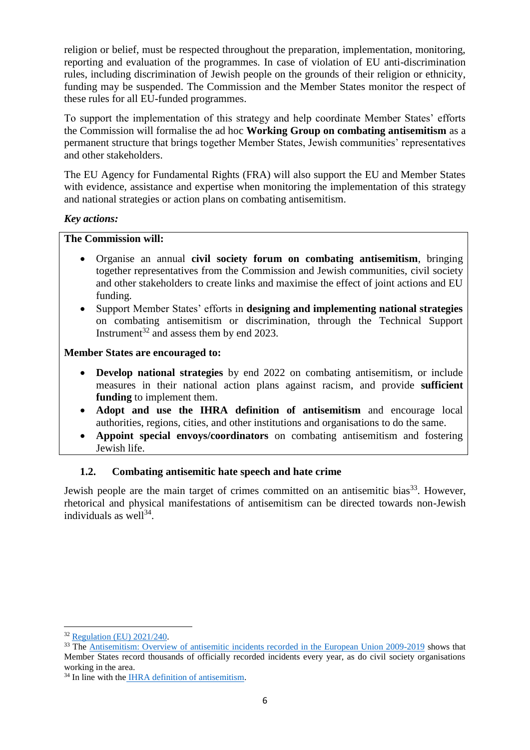religion or belief, must be respected throughout the preparation, implementation, monitoring, reporting and evaluation of the programmes. In case of violation of EU anti-discrimination rules, including discrimination of Jewish people on the grounds of their religion or ethnicity, funding may be suspended. The Commission and the Member States monitor the respect of these rules for all EU-funded programmes.

To support the implementation of this strategy and help coordinate Member States' efforts the Commission will formalise the ad hoc **Working Group on combating antisemitism** as a permanent structure that brings together Member States, Jewish communities' representatives and other stakeholders.

The EU Agency for Fundamental Rights (FRA) will also support the EU and Member States with evidence, assistance and expertise when monitoring the implementation of this strategy and national strategies or action plans on combating antisemitism.

*Key actions:*

**The Commission will:**

- Organise an annual **civil society forum on combating antisemitism**, bringing together representatives from the Commission and Jewish communities, civil society and other stakeholders to create links and maximise the effect of joint actions and EU funding.
- Support Member States' efforts in **designing and implementing national strategies** on combating antisemitism or discrimination, through the Technical Support Instrument[32] and assess them by end 2023.

**Member States are encouraged to:**

- **Develop national strategies** by end 2022 on combating antisemitism, or include measures in their national action plans against racism, and provide **sufficient funding** to implement them.
- **Adopt and use the IHRA definition of antisemitism** and encourage local authorities, regions, cities, and other institutions and organisations to do the same.
- **Appoint special envoys/coordinators** on combating antisemitism and fostering Jewish life.

### 1.2. Combating antisemitic hate speech and hate crime

Jewish people are the main target of crimes committed on an antisemitic bias[33]. However, rhetorical and physical manifestations of antisemitism can be directed towards non-Jewish individuals as well[34].

---

[32] Regulation (EU) 2021/240.

[33] The Antisemitism: Overview of antisemitic incidents recorded in the European Union 2009-2019 shows that Member States record thousands of officially recorded incidents every year, as do civil society organisations working in the area.

[34] In line with the IHRA definition of antisemitism.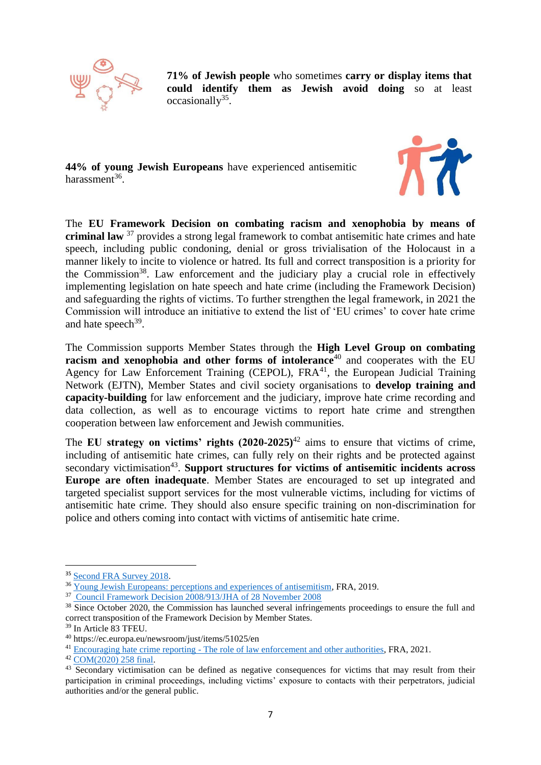**71% of Jewish people** who sometimes **carry or display items that could identify them as Jewish avoid doing** so at least occasionally[35].

**44% of young Jewish Europeans** have experienced antisemitic harassment[36].

The **EU Framework Decision on combating racism and xenophobia by means of criminal law** [37] provides a strong legal framework to combat antisemitic hate crimes and hate speech, including public condoning, denial or gross trivialisation of the Holocaust in a manner likely to incite to violence or hatred. Its full and correct transposition is a priority for the Commission[38]. Law enforcement and the judiciary play a crucial role in effectively implementing legislation on hate speech and hate crime (including the Framework Decision) and safeguarding the rights of victims. To further strengthen the legal framework, in 2021 the Commission will introduce an initiative to extend the list of 'EU crimes' to cover hate crime and hate speech[39].

The Commission supports Member States through the **High Level Group on combating racism and xenophobia and other forms of intolerance**[40] and cooperates with the EU Agency for Law Enforcement Training (CEPOL), FRA[41], the European Judicial Training Network (EJTN), Member States and civil society organisations to **develop training and capacity-building** for law enforcement and the judiciary, improve hate crime recording and data collection, as well as to encourage victims to report hate crime and strengthen cooperation between law enforcement and Jewish communities.

The **EU strategy on victims' rights (2020-2025)**[42] aims to ensure that victims of crime, including of antisemitic hate crimes, can fully rely on their rights and be protected against secondary victimisation[43]. **Support structures for victims of antisemitic incidents across Europe are often inadequate**. Member States are encouraged to set up integrated and targeted specialist support services for the most vulnerable victims, including for victims of antisemitic hate crime. They should also ensure specific training on non-discrimination for police and others coming into contact with victims of antisemitic hate crime.

---

[35] Second FRA Survey 2018.

[36] Young Jewish Europeans: perceptions and experiences of antisemitism, FRA, 2019.

[37] Council Framework Decision 2008/913/JHA of 28 November 2008

[38] Since October 2020, the Commission has launched several infringements proceedings to ensure the full and correct transposition of the Framework Decision by Member States.

[39] In Article 83 TFEU.

[40] https://ec.europa.eu/newsroom/just/items/51025/en

[41] Encouraging hate crime reporting - The role of law enforcement and other authorities, FRA, 2021.

[42] COM(2020) 258 final.

[43] Secondary victimisation can be defined as negative consequences for victims that may result from their participation in criminal proceedings, including victims' exposure to contacts with their perpetrators, judicial authorities and/or the general public.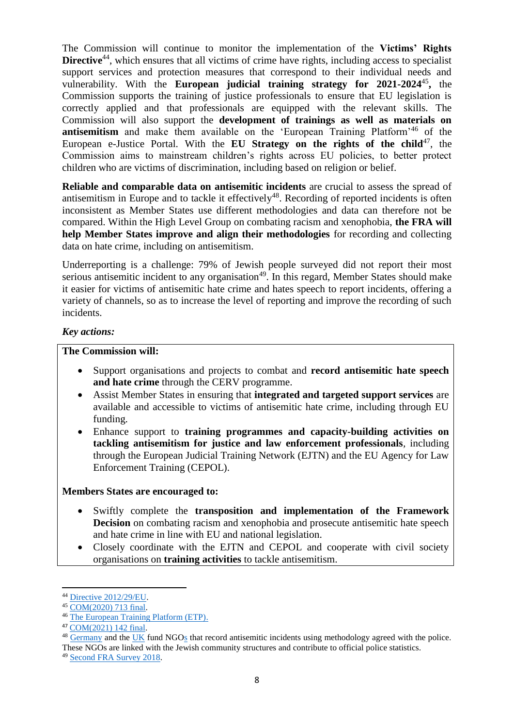The Commission will continue to monitor the implementation of the **Victims' Rights Directive**[44], which ensures that all victims of crime have rights, including access to specialist support services and protection measures that correspond to their individual needs and vulnerability. With the **European judicial training strategy for 2021-2024**[45]**,** the Commission supports the training of justice professionals to ensure that EU legislation is correctly applied and that professionals are equipped with the relevant skills. The Commission will also support the **development of trainings as well as materials on antisemitism** and make them available on the 'European Training Platform'[46] of the European e-Justice Portal. With the **EU Strategy on the rights of the child**[47], the Commission aims to mainstream children's rights across EU policies, to better protect children who are victims of discrimination, including based on religion or belief.

**Reliable and comparable data on antisemitic incidents** are crucial to assess the spread of antisemitism in Europe and to tackle it effectively[48]. Recording of reported incidents is often inconsistent as Member States use different methodologies and data can therefore not be compared. Within the High Level Group on combating racism and xenophobia, **the FRA will help Member States improve and align their methodologies** for recording and collecting data on hate crime, including on antisemitism.

Underreporting is a challenge: 79% of Jewish people surveyed did not report their most serious antisemitic incident to any organisation[49]. In this regard, Member States should make it easier for victims of antisemitic hate crime and hates speech to report incidents, offering a variety of channels, so as to increase the level of reporting and improve the recording of such incidents.

***Key actions:***

**The Commission will:**

- Support organisations and projects to combat and **record antisemitic hate speech and hate crime** through the CERV programme.
- Assist Member States in ensuring that **integrated and targeted support services** are available and accessible to victims of antisemitic hate crime, including through EU funding.
- Enhance support to **training programmes and capacity-building activities on tackling antisemitism for justice and law enforcement professionals**, including through the European Judicial Training Network (EJTN) and the EU Agency for Law Enforcement Training (CEPOL).

**Members States are encouraged to:**

- Swiftly complete the **transposition and implementation of the Framework Decision** on combating racism and xenophobia and prosecute antisemitic hate speech and hate crime in line with EU and national legislation.
- Closely coordinate with the EJTN and CEPOL and cooperate with civil society organisations on **training activities** to tackle antisemitism.

---

[44] Directive 2012/29/EU.

[45] COM(2020) 713 final.

[46] The European Training Platform (ETP).

[47] COM(2021) 142 final.

[48] Germany and the UK fund NGOs that record antisemitic incidents using methodology agreed with the police. These NGOs are linked with the Jewish community structures and contribute to official police statistics.

[49] Second FRA Survey 2018.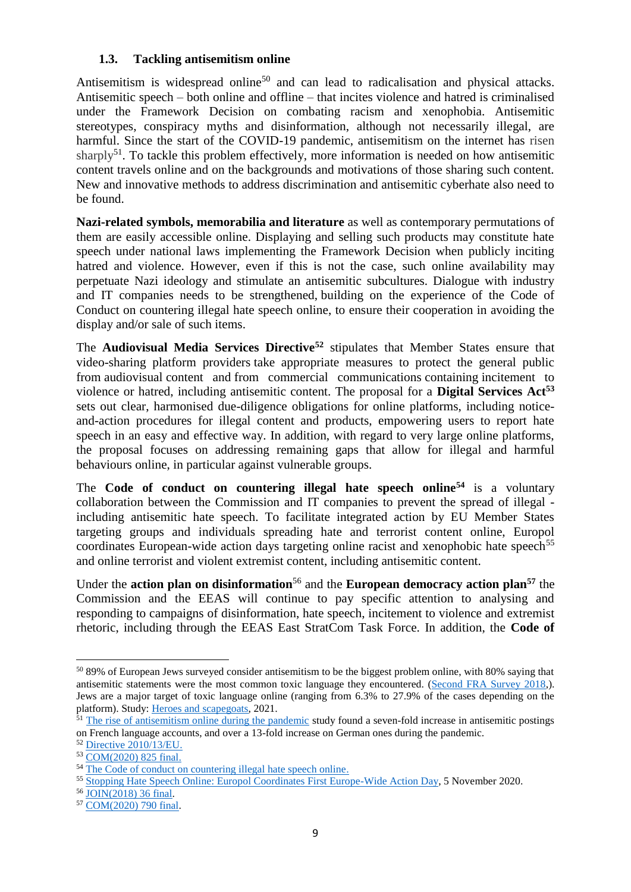### 1.3. Tackling antisemitism online

Antisemitism is widespread online[50] and can lead to radicalisation and physical attacks. Antisemitic speech – both online and offline – that incites violence and hatred is criminalised under the Framework Decision on combating racism and xenophobia. Antisemitic stereotypes, conspiracy myths and disinformation, although not necessarily illegal, are harmful. Since the start of the COVID-19 pandemic, antisemitism on the internet has risen sharply[51]. To tackle this problem effectively, more information is needed on how antisemitic content travels online and on the backgrounds and motivations of those sharing such content. New and innovative methods to address discrimination and antisemitic cyberhate also need to be found.

**Nazi-related symbols, memorabilia and literature** as well as contemporary permutations of them are easily accessible online. Displaying and selling such products may constitute hate speech under national laws implementing the Framework Decision when publicly inciting hatred and violence. However, even if this is not the case, such online availability may perpetuate Nazi ideology and stimulate an antisemitic subcultures. Dialogue with industry and IT companies needs to be strengthened, building on the experience of the Code of Conduct on countering illegal hate speech online, to ensure their cooperation in avoiding the display and/or sale of such items.

The **Audiovisual Media Services Directive**[52] stipulates that Member States ensure that video-sharing platform providers take appropriate measures to protect the general public from audiovisual content and from commercial communications containing incitement to violence or hatred, including antisemitic content. The proposal for a **Digital Services Act**[53] sets out clear, harmonised due-diligence obligations for online platforms, including notice-and-action procedures for illegal content and products, empowering users to report hate speech in an easy and effective way. In addition, with regard to very large online platforms, the proposal focuses on addressing remaining gaps that allow for illegal and harmful behaviours online, in particular against vulnerable groups.

The **Code of conduct on countering illegal hate speech online**[54] is a voluntary collaboration between the Commission and IT companies to prevent the spread of illegal - including antisemitic hate speech. To facilitate integrated action by EU Member States targeting groups and individuals spreading hate and terrorist content online, Europol coordinates European-wide action days targeting online racist and xenophobic hate speech[55] and online terrorist and violent extremist content, including antisemitic content.

Under the **action plan on disinformation**[56] and the **European democracy action plan**[57] the Commission and the EEAS will continue to pay specific attention to analysing and responding to campaigns of disinformation, hate speech, incitement to violence and extremist rhetoric, including through the EEAS East StratCom Task Force. In addition, the **Code of**

---

[50] 89% of European Jews surveyed consider antisemitism to be the biggest problem online, with 80% saying that antisemitic statements were the most common toxic language they encountered. (Second FRA Survey 2018,). Jews are a major target of toxic language online (ranging from 6.3% to 27.9% of the cases depending on the platform). Study: Heroes and scapegoats, 2021.

[51] The rise of antisemitism online during the pandemic study found a seven-fold increase in antisemitic postings on French language accounts, and over a 13-fold increase on German ones during the pandemic.

[52] Directive 2010/13/EU.

[53] COM(2020) 825 final.

[54] The Code of conduct on countering illegal hate speech online.

[55] Stopping Hate Speech Online: Europol Coordinates First Europe-Wide Action Day, 5 November 2020.

[56] JOIN(2018) 36 final.

[57] COM(2020) 790 final.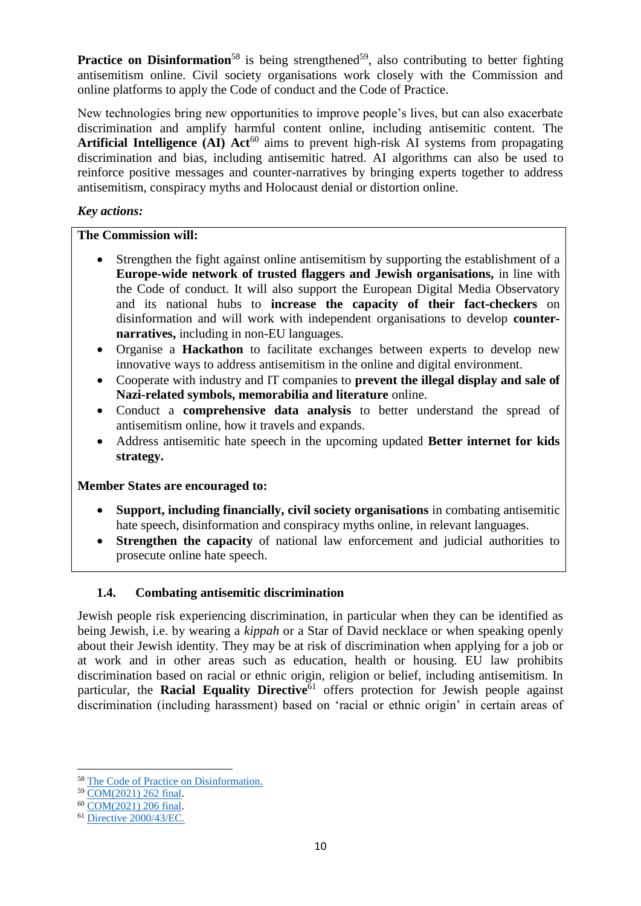**Practice on Disinformation**[58] is being strengthened[59], also contributing to better fighting antisemitism online. Civil society organisations work closely with the Commission and online platforms to apply the Code of conduct and the Code of Practice.

New technologies bring new opportunities to improve people's lives, but can also exacerbate discrimination and amplify harmful content online, including antisemitic content. The **Artificial Intelligence (AI) Act**[60] aims to prevent high-risk AI systems from propagating discrimination and bias, including antisemitic hatred. AI algorithms can also be used to reinforce positive messages and counter-narratives by bringing experts together to address antisemitism, conspiracy myths and Holocaust denial or distortion online.

***Key actions:***

**The Commission will:**

- Strengthen the fight against online antisemitism by supporting the establishment of a **Europe-wide network of trusted flaggers and Jewish organisations,** in line with the Code of conduct. It will also support the European Digital Media Observatory and its national hubs to **increase the capacity of their fact-checkers** on disinformation and will work with independent organisations to develop **counter-narratives,** including in non-EU languages.
- Organise a **Hackathon** to facilitate exchanges between experts to develop new innovative ways to address antisemitism in the online and digital environment.
- Cooperate with industry and IT companies to **prevent the illegal display and sale of Nazi-related symbols, memorabilia and literature** online.
- Conduct a **comprehensive data analysis** to better understand the spread of antisemitism online, how it travels and expands.
- Address antisemitic hate speech in the upcoming updated **Better internet for kids strategy.**

**Member States are encouraged to:**

- **Support, including financially, civil society organisations** in combating antisemitic hate speech, disinformation and conspiracy myths online, in relevant languages.
- **Strengthen the capacity** of national law enforcement and judicial authorities to prosecute online hate speech.

### 1.4. Combating antisemitic discrimination

Jewish people risk experiencing discrimination, in particular when they can be identified as being Jewish, i.e. by wearing a *kippah* or a Star of David necklace or when speaking openly about their Jewish identity. They may be at risk of discrimination when applying for a job or at work and in other areas such as education, health or housing. EU law prohibits discrimination based on racial or ethnic origin, religion or belief, including antisemitism. In particular, the **Racial Equality Directive**[61] offers protection for Jewish people against discrimination (including harassment) based on 'racial or ethnic origin' in certain areas of

---

[58] The Code of Practice on Disinformation.
[59] COM(2021) 262 final.
[60] COM(2021) 206 final.
[61] Directive 2000/43/EC.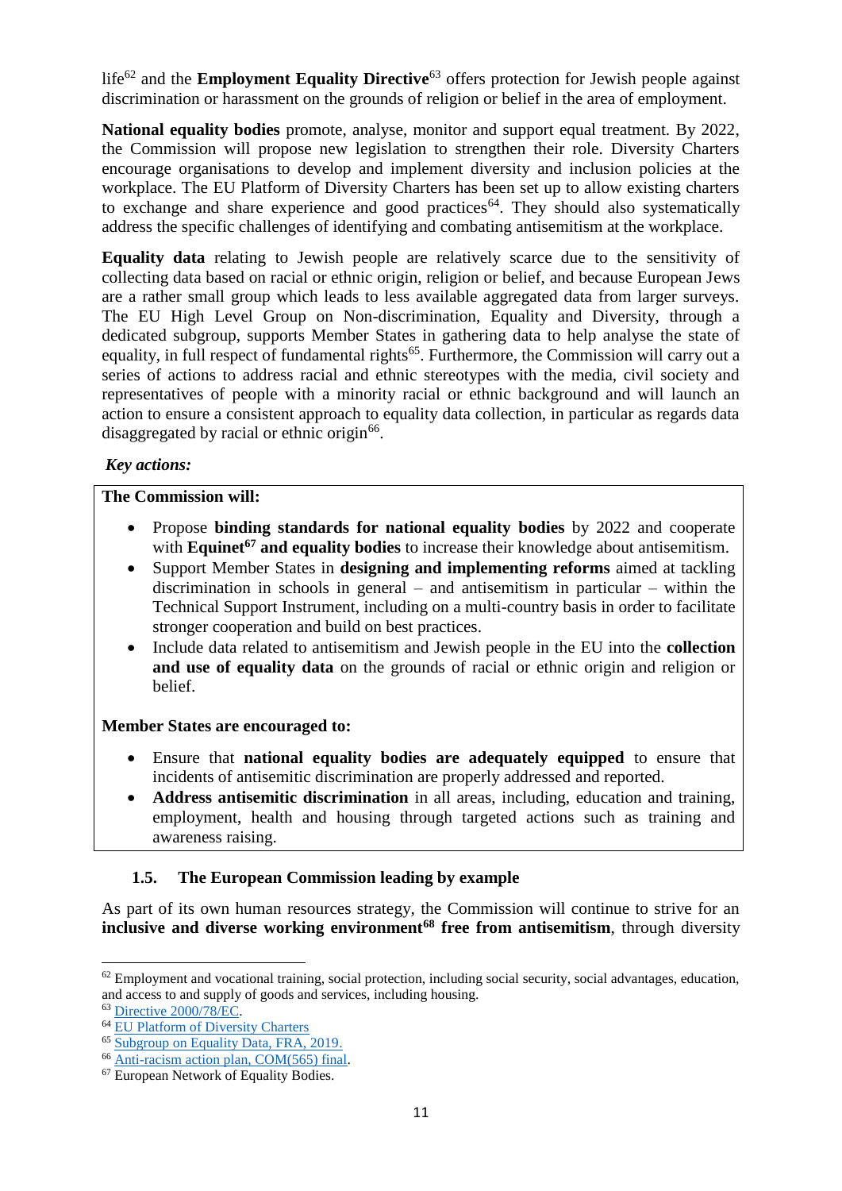life[62] and the **Employment Equality Directive**[63] offers protection for Jewish people against discrimination or harassment on the grounds of religion or belief in the area of employment.

**National equality bodies** promote, analyse, monitor and support equal treatment. By 2022, the Commission will propose new legislation to strengthen their role. Diversity Charters encourage organisations to develop and implement diversity and inclusion policies at the workplace. The EU Platform of Diversity Charters has been set up to allow existing charters to exchange and share experience and good practices[64]. They should also systematically address the specific challenges of identifying and combating antisemitism at the workplace.

**Equality data** relating to Jewish people are relatively scarce due to the sensitivity of collecting data based on racial or ethnic origin, religion or belief, and because European Jews are a rather small group which leads to less available aggregated data from larger surveys. The EU High Level Group on Non-discrimination, Equality and Diversity, through a dedicated subgroup, supports Member States in gathering data to help analyse the state of equality, in full respect of fundamental rights[65]. Furthermore, the Commission will carry out a series of actions to address racial and ethnic stereotypes with the media, civil society and representatives of people with a minority racial or ethnic background and will launch an action to ensure a consistent approach to equality data collection, in particular as regards data disaggregated by racial or ethnic origin[66].

***Key actions:***

**The Commission will:**

- Propose **binding standards for national equality bodies** by 2022 and cooperate with **Equinet[67] and equality bodies** to increase their knowledge about antisemitism.
- Support Member States in **designing and implementing reforms** aimed at tackling discrimination in schools in general – and antisemitism in particular – within the Technical Support Instrument, including on a multi-country basis in order to facilitate stronger cooperation and build on best practices.
- Include data related to antisemitism and Jewish people in the EU into the **collection and use of equality data** on the grounds of racial or ethnic origin and religion or belief.

**Member States are encouraged to:**

- Ensure that **national equality bodies are adequately equipped** to ensure that incidents of antisemitic discrimination are properly addressed and reported.
- **Address antisemitic discrimination** in all areas, including, education and training, employment, health and housing through targeted actions such as training and awareness raising.

### 1.5. The European Commission leading by example

As part of its own human resources strategy, the Commission will continue to strive for an **inclusive and diverse working environment[68] free from antisemitism**, through diversity

---

[62] Employment and vocational training, social protection, including social security, social advantages, education, and access to and supply of goods and services, including housing.

[63] Directive 2000/78/EC.

[64] EU Platform of Diversity Charters

[65] Subgroup on Equality Data, FRA, 2019.

[66] Anti-racism action plan, COM(565) final.

[67] European Network of Equality Bodies.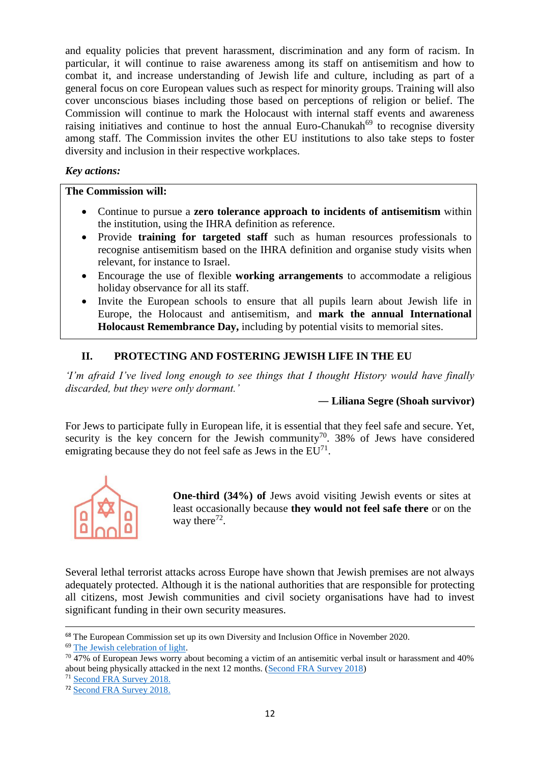and equality policies that prevent harassment, discrimination and any form of racism. In particular, it will continue to raise awareness among its staff on antisemitism and how to combat it, and increase understanding of Jewish life and culture, including as part of a general focus on core European values such as respect for minority groups. Training will also cover unconscious biases including those based on perceptions of religion or belief. The Commission will continue to mark the Holocaust with internal staff events and awareness raising initiatives and continue to host the annual Euro-Chanukah[69] to recognise diversity among staff. The Commission invites the other EU institutions to also take steps to foster diversity and inclusion in their respective workplaces.

***Key actions:***

**The Commission will:**

- Continue to pursue a **zero tolerance approach to incidents of antisemitism** within the institution, using the IHRA definition as reference.
- Provide **training for targeted staff** such as human resources professionals to recognise antisemitism based on the IHRA definition and organise study visits when relevant, for instance to Israel.
- Encourage the use of flexible **working arrangements** to accommodate a religious holiday observance for all its staff.
- Invite the European schools to ensure that all pupils learn about Jewish life in Europe, the Holocaust and antisemitism, and **mark the annual International Holocaust Remembrance Day,** including by potential visits to memorial sites.

## II. PROTECTING AND FOSTERING JEWISH LIFE IN THE EU

*'I'm afraid I've lived long enough to see things that I thought History would have finally discarded, but they were only dormant.'*

**— Liliana Segre (Shoah survivor)**

For Jews to participate fully in European life, it is essential that they feel safe and secure. Yet, security is the key concern for the Jewish community[70]. 38% of Jews have considered emigrating because they do not feel safe as Jews in the EU[71].

**One-third (34%) of** Jews avoid visiting Jewish events or sites at least occasionally because **they would not feel safe there** or on the way there[72].

Several lethal terrorist attacks across Europe have shown that Jewish premises are not always adequately protected. Although it is the national authorities that are responsible for protecting all citizens, most Jewish communities and civil society organisations have had to invest significant funding in their own security measures.

---

[68] The European Commission set up its own Diversity and Inclusion Office in November 2020.

[69] The Jewish celebration of light.

[70] 47% of European Jews worry about becoming a victim of an antisemitic verbal insult or harassment and 40% about being physically attacked in the next 12 months. (Second FRA Survey 2018)

[71] Second FRA Survey 2018.

[72] Second FRA Survey 2018.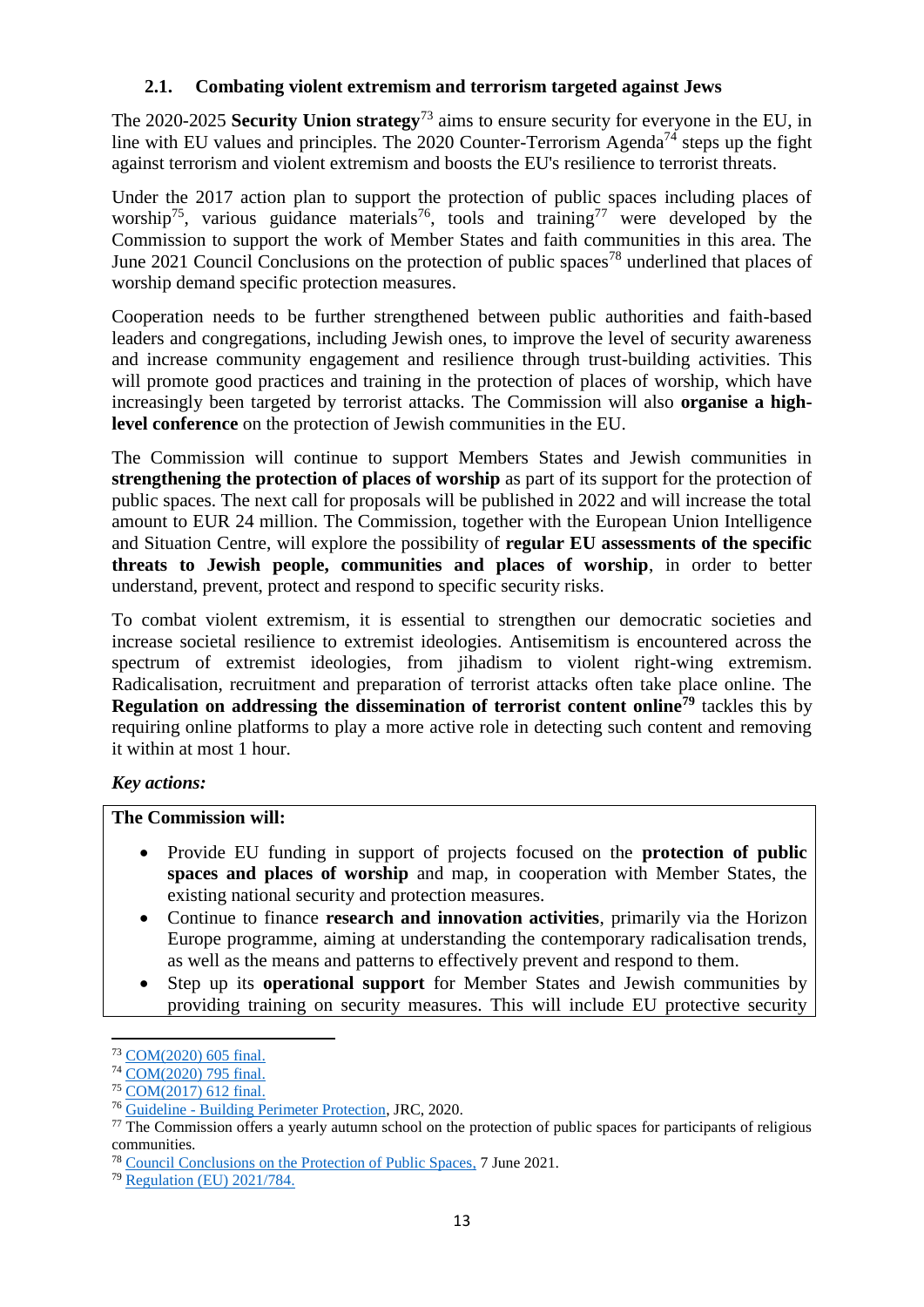### 2.1. Combating violent extremism and terrorism targeted against Jews

The 2020-2025 **Security Union strategy**[73] aims to ensure security for everyone in the EU, in line with EU values and principles. The 2020 Counter-Terrorism Agenda[74] steps up the fight against terrorism and violent extremism and boosts the EU's resilience to terrorist threats.

Under the 2017 action plan to support the protection of public spaces including places of worship[75], various guidance materials[76], tools and training[77] were developed by the Commission to support the work of Member States and faith communities in this area. The June 2021 Council Conclusions on the protection of public spaces[78] underlined that places of worship demand specific protection measures.

Cooperation needs to be further strengthened between public authorities and faith-based leaders and congregations, including Jewish ones, to improve the level of security awareness and increase community engagement and resilience through trust-building activities. This will promote good practices and training in the protection of places of worship, which have increasingly been targeted by terrorist attacks. The Commission will also **organise a high-level conference** on the protection of Jewish communities in the EU.

The Commission will continue to support Members States and Jewish communities in **strengthening the protection of places of worship** as part of its support for the protection of public spaces. The next call for proposals will be published in 2022 and will increase the total amount to EUR 24 million. The Commission, together with the European Union Intelligence and Situation Centre, will explore the possibility of **regular EU assessments of the specific threats to Jewish people, communities and places of worship**, in order to better understand, prevent, protect and respond to specific security risks.

To combat violent extremism, it is essential to strengthen our democratic societies and increase societal resilience to extremist ideologies. Antisemitism is encountered across the spectrum of extremist ideologies, from jihadism to violent right-wing extremism. Radicalisation, recruitment and preparation of terrorist attacks often take place online. The **Regulation on addressing the dissemination of terrorist content online**[79] tackles this by requiring online platforms to play a more active role in detecting such content and removing it within at most 1 hour.

***Key actions:***

**The Commission will:**

- Provide EU funding in support of projects focused on the **protection of public spaces and places of worship** and map, in cooperation with Member States, the existing national security and protection measures.
- Continue to finance **research and innovation activities**, primarily via the Horizon Europe programme, aiming at understanding the contemporary radicalisation trends, as well as the means and patterns to effectively prevent and respond to them.
- Step up its **operational support** for Member States and Jewish communities by providing training on security measures. This will include EU protective security

---

[73] COM(2020) 605 final.

[74] COM(2020) 795 final.

[75] COM(2017) 612 final.

[76] Guideline - Building Perimeter Protection, JRC, 2020.

[77] The Commission offers a yearly autumn school on the protection of public spaces for participants of religious communities.

[78] Council Conclusions on the Protection of Public Spaces, 7 June 2021.

[79] Regulation (EU) 2021/784.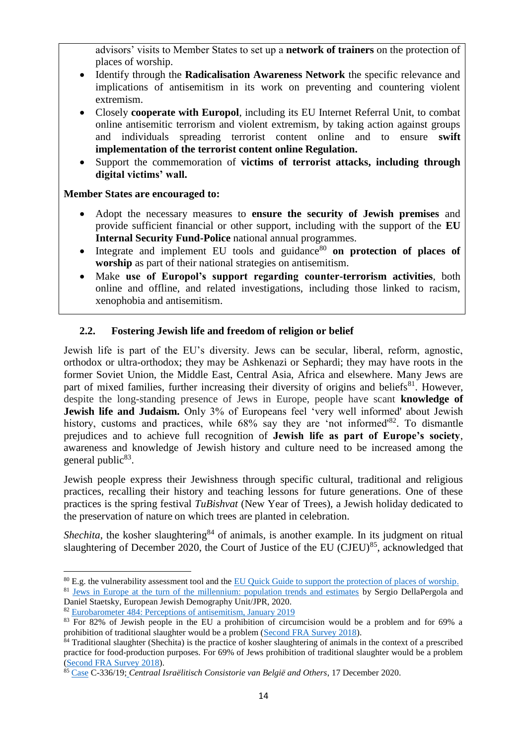advisors' visits to Member States to set up a **network of trainers** on the protection of places of worship.

- Identify through the **Radicalisation Awareness Network** the specific relevance and implications of antisemitism in its work on preventing and countering violent extremism.
- Closely **cooperate with Europol**, including its EU Internet Referral Unit, to combat online antisemitic terrorism and violent extremism, by taking action against groups and individuals spreading terrorist content online and to ensure **swift implementation of the terrorist content online Regulation.**
- Support the commemoration of **victims of terrorist attacks, including through digital victims' wall.**

**Member States are encouraged to:**

- Adopt the necessary measures to **ensure the security of Jewish premises** and provide sufficient financial or other support, including with the support of the **EU Internal Security Fund-Police** national annual programmes.
- Integrate and implement EU tools and guidance[80] **on protection of places of worship** as part of their national strategies on antisemitism.
- Make **use of Europol's support regarding counter-terrorism activities**, both online and offline, and related investigations, including those linked to racism, xenophobia and antisemitism.

### 2.2. Fostering Jewish life and freedom of religion or belief

Jewish life is part of the EU's diversity. Jews can be secular, liberal, reform, agnostic, orthodox or ultra-orthodox; they may be Ashkenazi or Sephardi; they may have roots in the former Soviet Union, the Middle East, Central Asia, Africa and elsewhere. Many Jews are part of mixed families, further increasing their diversity of origins and beliefs[81]. However, despite the long-standing presence of Jews in Europe, people have scant **knowledge of Jewish life and Judaism.** Only 3% of Europeans feel 'very well informed' about Jewish history, customs and practices, while 68% say they are 'not informed'[82]. To dismantle prejudices and to achieve full recognition of **Jewish life as part of Europe's society**, awareness and knowledge of Jewish history and culture need to be increased among the general public[83].

Jewish people express their Jewishness through specific cultural, traditional and religious practices, recalling their history and teaching lessons for future generations. One of these practices is the spring festival *TuBishvat* (New Year of Trees), a Jewish holiday dedicated to the preservation of nature on which trees are planted in celebration.

*Shechita*, the kosher slaughtering[84] of animals, is another example. In its judgment on ritual slaughtering of December 2020, the Court of Justice of the EU (CJEU)[85], acknowledged that

---

[80] E.g. the vulnerability assessment tool and the EU Quick Guide to support the protection of places of worship.

[81] Jews in Europe at the turn of the millennium: population trends and estimates by Sergio DellaPergola and Daniel Staetsky, European Jewish Demography Unit/JPR, 2020.

[82] Eurobarometer 484: Perceptions of antisemitism, January 2019

[83] For 82% of Jewish people in the EU a prohibition of circumcision would be a problem and for 69% a prohibition of traditional slaughter would be a problem (Second FRA Survey 2018).

[84] Traditional slaughter (Shechita) is the practice of kosher slaughtering of animals in the context of a prescribed practice for food-production purposes. For 69% of Jews prohibition of traditional slaughter would be a problem (Second FRA Survey 2018).

[85] Case C-336/19; *Centraal Israëlitisch Consistorie van België and Others*, 17 December 2020.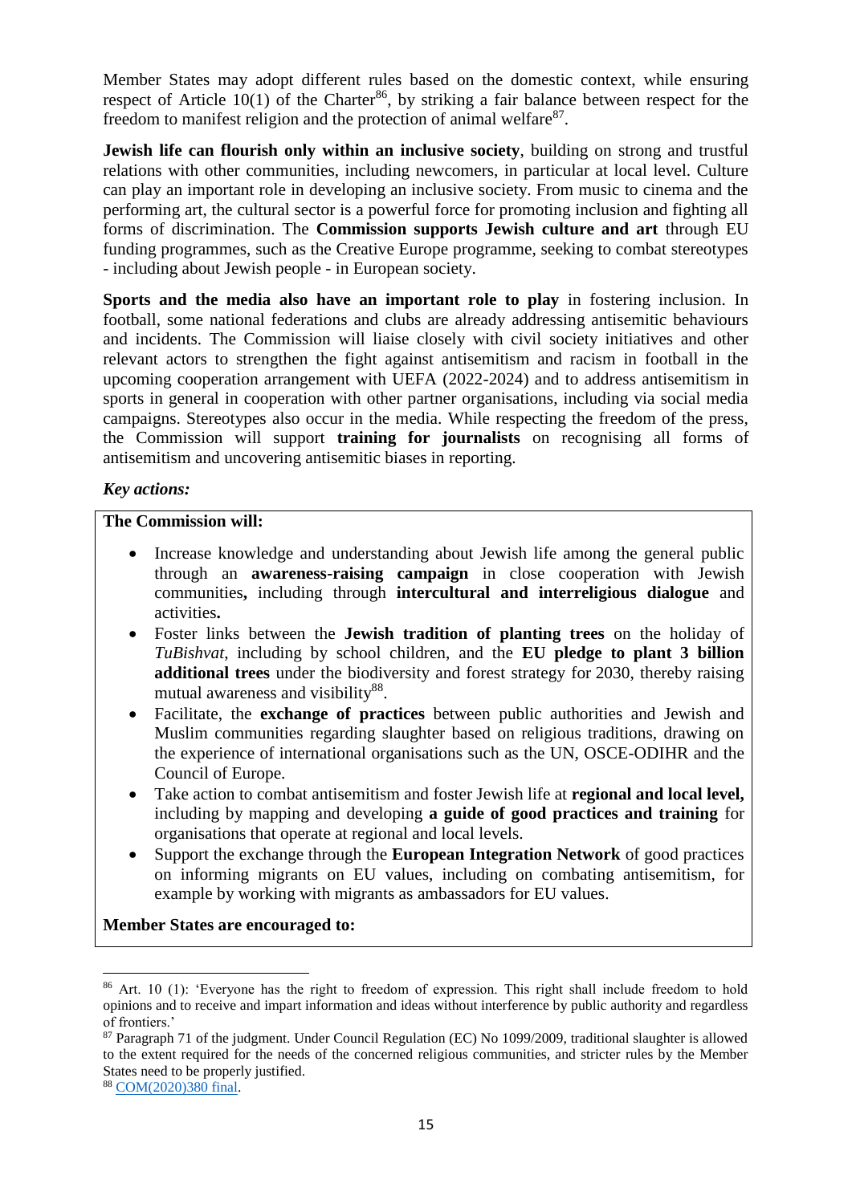Member States may adopt different rules based on the domestic context, while ensuring respect of Article 10(1) of the Charter[86], by striking a fair balance between respect for the freedom to manifest religion and the protection of animal welfare[87].

**Jewish life can flourish only within an inclusive society**, building on strong and trustful relations with other communities, including newcomers, in particular at local level. Culture can play an important role in developing an inclusive society. From music to cinema and the performing art, the cultural sector is a powerful force for promoting inclusion and fighting all forms of discrimination. The **Commission supports Jewish culture and art** through EU funding programmes, such as the Creative Europe programme, seeking to combat stereotypes - including about Jewish people - in European society.

**Sports and the media also have an important role to play** in fostering inclusion. In football, some national federations and clubs are already addressing antisemitic behaviours and incidents. The Commission will liaise closely with civil society initiatives and other relevant actors to strengthen the fight against antisemitism and racism in football in the upcoming cooperation arrangement with UEFA (2022-2024) and to address antisemitism in sports in general in cooperation with other partner organisations, including via social media campaigns. Stereotypes also occur in the media. While respecting the freedom of the press, the Commission will support **training for journalists** on recognising all forms of antisemitism and uncovering antisemitic biases in reporting.

***Key actions:***

**The Commission will:**

- Increase knowledge and understanding about Jewish life among the general public through an **awareness-raising campaign** in close cooperation with Jewish communities**,** including through **intercultural and interreligious dialogue** and activities**.**
- Foster links between the **Jewish tradition of planting trees** on the holiday of *TuBishvat*, including by school children, and the **EU pledge to plant 3 billion additional trees** under the biodiversity and forest strategy for 2030, thereby raising mutual awareness and visibility[88].
- Facilitate, the **exchange of practices** between public authorities and Jewish and Muslim communities regarding slaughter based on religious traditions, drawing on the experience of international organisations such as the UN, OSCE-ODIHR and the Council of Europe.
- Take action to combat antisemitism and foster Jewish life at **regional and local level,** including by mapping and developing **a guide of good practices and training** for organisations that operate at regional and local levels.
- Support the exchange through the **European Integration Network** of good practices on informing migrants on EU values, including on combating antisemitism, for example by working with migrants as ambassadors for EU values.

**Member States are encouraged to:**

---

[86] Art. 10 (1): 'Everyone has the right to freedom of expression. This right shall include freedom to hold opinions and to receive and impart information and ideas without interference by public authority and regardless of frontiers.'

[87] Paragraph 71 of the judgment. Under Council Regulation (EC) No 1099/2009, traditional slaughter is allowed to the extent required for the needs of the concerned religious communities, and stricter rules by the Member States need to be properly justified.

[88] COM(2020)380 final.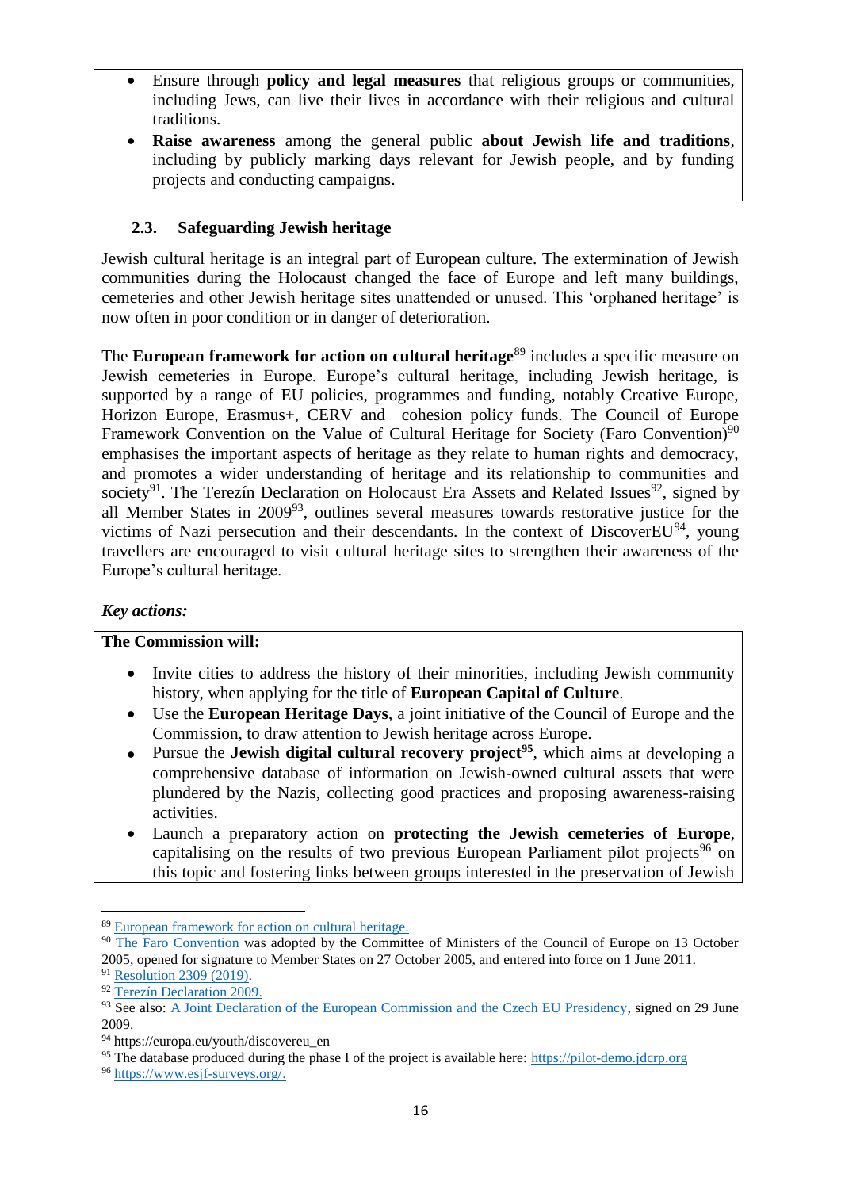- Ensure through **policy and legal measures** that religious groups or communities, including Jews, can live their lives in accordance with their religious and cultural traditions.
- **Raise awareness** among the general public **about Jewish life and traditions**, including by publicly marking days relevant for Jewish people, and by funding projects and conducting campaigns.

### 2.3. Safeguarding Jewish heritage

Jewish cultural heritage is an integral part of European culture. The extermination of Jewish communities during the Holocaust changed the face of Europe and left many buildings, cemeteries and other Jewish heritage sites unattended or unused. This 'orphaned heritage' is now often in poor condition or in danger of deterioration.

The **European framework for action on cultural heritage**[89] includes a specific measure on Jewish cemeteries in Europe. Europe's cultural heritage, including Jewish heritage, is supported by a range of EU policies, programmes and funding, notably Creative Europe, Horizon Europe, Erasmus+, CERV and cohesion policy funds. The Council of Europe Framework Convention on the Value of Cultural Heritage for Society (Faro Convention)[90] emphasises the important aspects of heritage as they relate to human rights and democracy, and promotes a wider understanding of heritage and its relationship to communities and society[91]. The Terezín Declaration on Holocaust Era Assets and Related Issues[92], signed by all Member States in 2009[93], outlines several measures towards restorative justice for the victims of Nazi persecution and their descendants. In the context of DiscoverEU[94], young travellers are encouraged to visit cultural heritage sites to strengthen their awareness of the Europe's cultural heritage.

*Key actions:*

**The Commission will:**

- Invite cities to address the history of their minorities, including Jewish community history, when applying for the title of **European Capital of Culture**.
- Use the **European Heritage Days**, a joint initiative of the Council of Europe and the Commission, to draw attention to Jewish heritage across Europe.
- Pursue the **Jewish digital cultural recovery project**[95], which aims at developing a comprehensive database of information on Jewish-owned cultural assets that were plundered by the Nazis, collecting good practices and proposing awareness-raising activities.
- Launch a preparatory action on **protecting the Jewish cemeteries of Europe**, capitalising on the results of two previous European Parliament pilot projects[96] on this topic and fostering links between groups interested in the preservation of Jewish

---

[89] European framework for action on cultural heritage.

[90] The Faro Convention was adopted by the Committee of Ministers of the Council of Europe on 13 October 2005, opened for signature to Member States on 27 October 2005, and entered into force on 1 June 2011.

[91] Resolution 2309 (2019).

[92] Terezín Declaration 2009.

[93] See also: A Joint Declaration of the European Commission and the Czech EU Presidency, signed on 29 June 2009.

[94] https://europa.eu/youth/discovereu_en

[95] The database produced during the phase I of the project is available here: https://pilot-demo.jdcrp.org

[96] https://www.esjf-surveys.org/.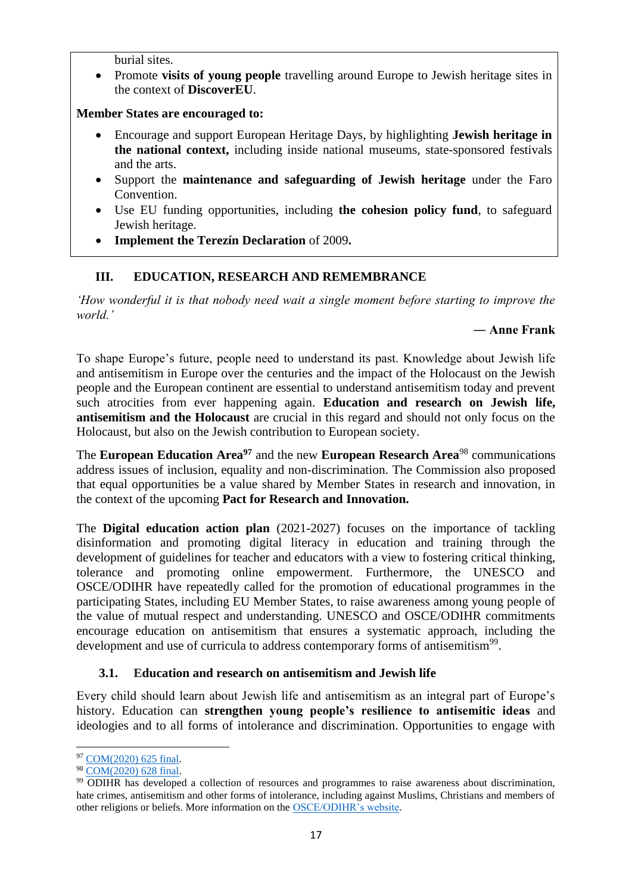burial sites.

- Promote **visits of young people** travelling around Europe to Jewish heritage sites in the context of **DiscoverEU**.

**Member States are encouraged to:**

- Encourage and support European Heritage Days, by highlighting **Jewish heritage in the national context,** including inside national museums, state-sponsored festivals and the arts.
- Support the **maintenance and safeguarding of Jewish heritage** under the Faro Convention.
- Use EU funding opportunities, including **the cohesion policy fund**, to safeguard Jewish heritage.
- **Implement the Terezín Declaration** of 2009**.**

## III. EDUCATION, RESEARCH AND REMEMBRANCE

*'How wonderful it is that nobody need wait a single moment before starting to improve the world.'*

**— Anne Frank**

To shape Europe's future, people need to understand its past. Knowledge about Jewish life and antisemitism in Europe over the centuries and the impact of the Holocaust on the Jewish people and the European continent are essential to understand antisemitism today and prevent such atrocities from ever happening again. **Education and research on Jewish life, antisemitism and the Holocaust** are crucial in this regard and should not only focus on the Holocaust, but also on the Jewish contribution to European society.

The **European Education Area**[97] and the new **European Research Area**[98] communications address issues of inclusion, equality and non-discrimination. The Commission also proposed that equal opportunities be a value shared by Member States in research and innovation, in the context of the upcoming **Pact for Research and Innovation.**

The **Digital education action plan** (2021-2027) focuses on the importance of tackling disinformation and promoting digital literacy in education and training through the development of guidelines for teacher and educators with a view to fostering critical thinking, tolerance and promoting online empowerment. Furthermore, the UNESCO and OSCE/ODIHR have repeatedly called for the promotion of educational programmes in the participating States, including EU Member States, to raise awareness among young people of the value of mutual respect and understanding. UNESCO and OSCE/ODIHR commitments encourage education on antisemitism that ensures a systematic approach, including the development and use of curricula to address contemporary forms of antisemitism[99].

### 3.1. Education and research on antisemitism and Jewish life

Every child should learn about Jewish life and antisemitism as an integral part of Europe's history. Education can **strengthen young people's resilience to antisemitic ideas** and ideologies and to all forms of intolerance and discrimination. Opportunities to engage with

---

[97] COM(2020) 625 final.

[98] COM(2020) 628 final.

[99] ODIHR has developed a collection of resources and programmes to raise awareness about discrimination, hate crimes, antisemitism and other forms of intolerance, including against Muslims, Christians and members of other religions or beliefs. More information on the OSCE/ODIHR's website.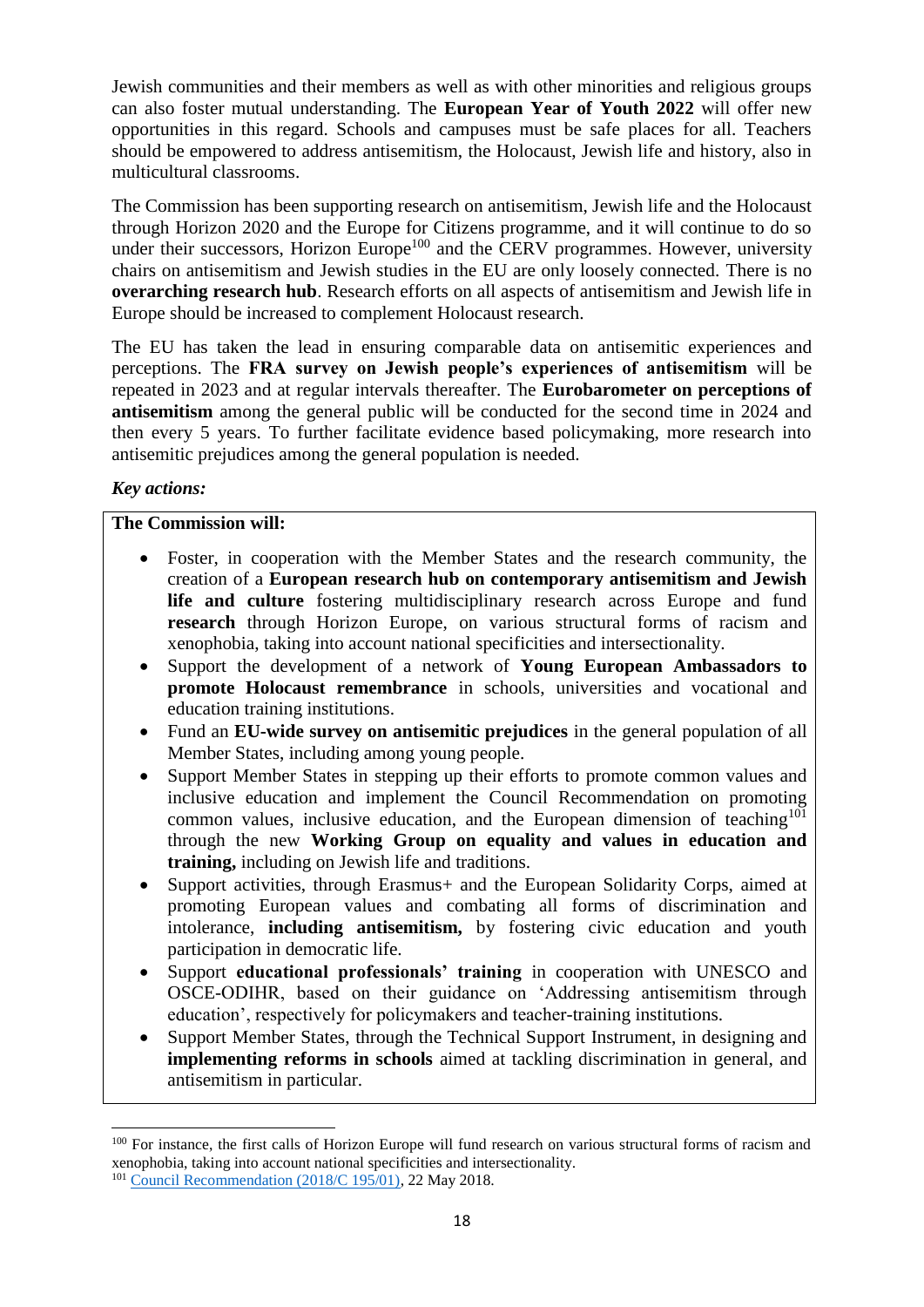Jewish communities and their members as well as with other minorities and religious groups can also foster mutual understanding. The **European Year of Youth 2022** will offer new opportunities in this regard. Schools and campuses must be safe places for all. Teachers should be empowered to address antisemitism, the Holocaust, Jewish life and history, also in multicultural classrooms.

The Commission has been supporting research on antisemitism, Jewish life and the Holocaust through Horizon 2020 and the Europe for Citizens programme, and it will continue to do so under their successors, Horizon Europe[100] and the CERV programmes. However, university chairs on antisemitism and Jewish studies in the EU are only loosely connected. There is no **overarching research hub**. Research efforts on all aspects of antisemitism and Jewish life in Europe should be increased to complement Holocaust research.

The EU has taken the lead in ensuring comparable data on antisemitic experiences and perceptions. The **FRA survey on Jewish people's experiences of antisemitism** will be repeated in 2023 and at regular intervals thereafter. The **Eurobarometer on perceptions of antisemitism** among the general public will be conducted for the second time in 2024 and then every 5 years. To further facilitate evidence based policymaking, more research into antisemitic prejudices among the general population is needed.

***Key actions:***

**The Commission will:**

- Foster, in cooperation with the Member States and the research community, the creation of a **European research hub on contemporary antisemitism and Jewish life and culture** fostering multidisciplinary research across Europe and fund **research** through Horizon Europe, on various structural forms of racism and xenophobia, taking into account national specificities and intersectionality.
- Support the development of a network of **Young European Ambassadors to promote Holocaust remembrance** in schools, universities and vocational and education training institutions.
- Fund an **EU-wide survey on antisemitic prejudices** in the general population of all Member States, including among young people.
- Support Member States in stepping up their efforts to promote common values and inclusive education and implement the Council Recommendation on promoting common values, inclusive education, and the European dimension of teaching[101] through the new **Working Group on equality and values in education and training,** including on Jewish life and traditions.
- Support activities, through Erasmus+ and the European Solidarity Corps, aimed at promoting European values and combating all forms of discrimination and intolerance, **including antisemitism,** by fostering civic education and youth participation in democratic life.
- Support **educational professionals' training** in cooperation with UNESCO and OSCE-ODIHR, based on their guidance on 'Addressing antisemitism through education', respectively for policymakers and teacher-training institutions.
- Support Member States, through the Technical Support Instrument, in designing and **implementing reforms in schools** aimed at tackling discrimination in general, and antisemitism in particular.

---

[100] For instance, the first calls of Horizon Europe will fund research on various structural forms of racism and xenophobia, taking into account national specificities and intersectionality.

[101] Council Recommendation (2018/C 195/01), 22 May 2018.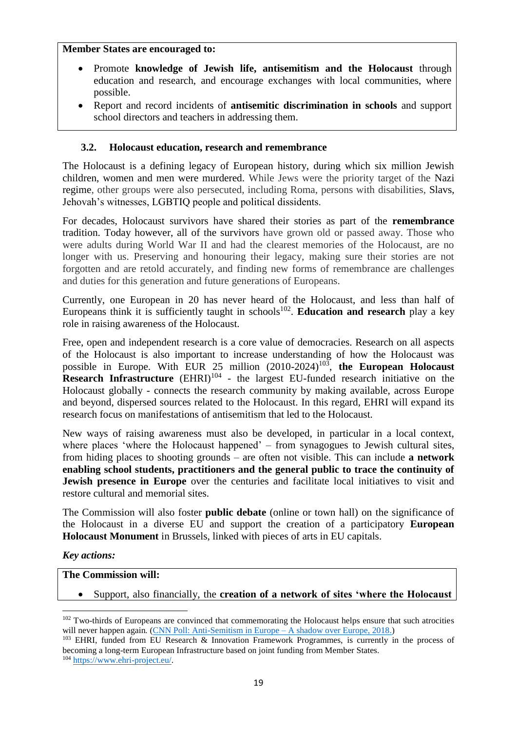**Member States are encouraged to:**

- Promote **knowledge of Jewish life, antisemitism and the Holocaust** through education and research, and encourage exchanges with local communities, where possible.
- Report and record incidents of **antisemitic discrimination in schools** and support school directors and teachers in addressing them.

### 3.2. Holocaust education, research and remembrance

The Holocaust is a defining legacy of European history, during which six million Jewish children, women and men were murdered. While Jews were the priority target of the Nazi regime, other groups were also persecuted, including Roma, persons with disabilities, Slavs, Jehovah's witnesses, LGBTIQ people and political dissidents.

For decades, Holocaust survivors have shared their stories as part of the **remembrance** tradition. Today however, all of the survivors have grown old or passed away. Those who were adults during World War II and had the clearest memories of the Holocaust, are no longer with us. Preserving and honouring their legacy, making sure their stories are not forgotten and are retold accurately, and finding new forms of remembrance are challenges and duties for this generation and future generations of Europeans.

Currently, one European in 20 has never heard of the Holocaust, and less than half of Europeans think it is sufficiently taught in schools[102]. **Education and research** play a key role in raising awareness of the Holocaust.

Free, open and independent research is a core value of democracies. Research on all aspects of the Holocaust is also important to increase understanding of how the Holocaust was possible in Europe. With EUR 25 million (2010-2024)[103], **the European Holocaust Research Infrastructure** (EHRI)[104] - the largest EU-funded research initiative on the Holocaust globally - connects the research community by making available, across Europe and beyond, dispersed sources related to the Holocaust. In this regard, EHRI will expand its research focus on manifestations of antisemitism that led to the Holocaust.

New ways of raising awareness must also be developed, in particular in a local context, where places 'where the Holocaust happened' – from synagogues to Jewish cultural sites, from hiding places to shooting grounds – are often not visible. This can include **a network enabling school students, practitioners and the general public to trace the continuity of Jewish presence in Europe** over the centuries and facilitate local initiatives to visit and restore cultural and memorial sites.

The Commission will also foster **public debate** (online or town hall) on the significance of the Holocaust in a diverse EU and support the creation of a participatory **European Holocaust Monument** in Brussels, linked with pieces of arts in EU capitals.

***Key actions:***

**The Commission will:**

- Support, also financially, the **creation of a network of sites 'where the Holocaust**

---

[102] Two-thirds of Europeans are convinced that commemorating the Holocaust helps ensure that such atrocities will never happen again. (CNN Poll: Anti-Semitism in Europe – A shadow over Europe, 2018.)

[103] EHRI, funded from EU Research & Innovation Framework Programmes, is currently in the process of becoming a long-term European Infrastructure based on joint funding from Member States.

[104] https://www.ehri-project.eu/.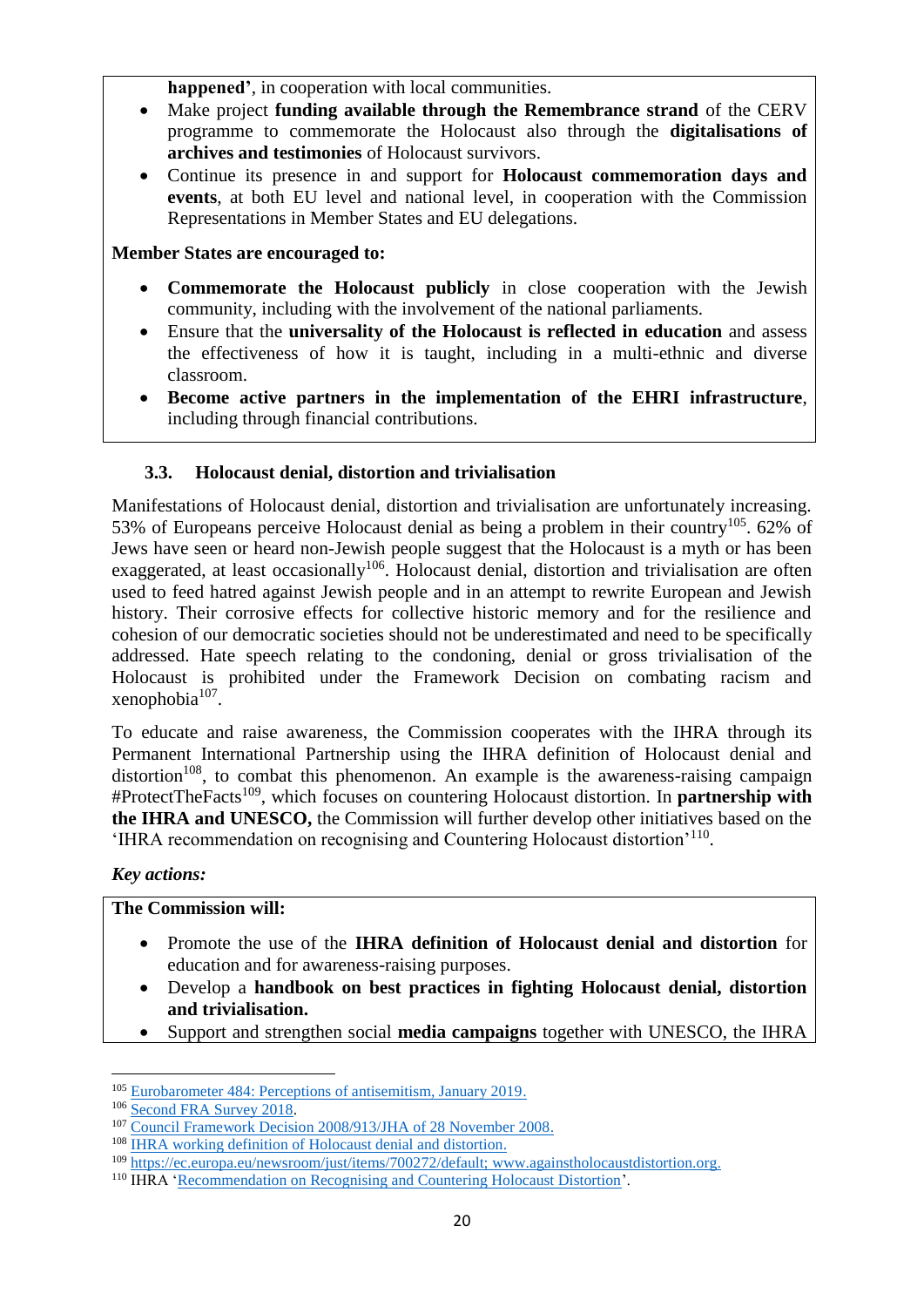**happened'**, in cooperation with local communities.

- Make project **funding available through the Remembrance strand** of the CERV programme to commemorate the Holocaust also through the **digitalisations of archives and testimonies** of Holocaust survivors.
- Continue its presence in and support for **Holocaust commemoration days and events**, at both EU level and national level, in cooperation with the Commission Representations in Member States and EU delegations.

**Member States are encouraged to:**

- **Commemorate the Holocaust publicly** in close cooperation with the Jewish community, including with the involvement of the national parliaments.
- Ensure that the **universality of the Holocaust is reflected in education** and assess the effectiveness of how it is taught, including in a multi-ethnic and diverse classroom.
- **Become active partners in the implementation of the EHRI infrastructure**, including through financial contributions.

### 3.3. Holocaust denial, distortion and trivialisation

Manifestations of Holocaust denial, distortion and trivialisation are unfortunately increasing. 53% of Europeans perceive Holocaust denial as being a problem in their country[105]. 62% of Jews have seen or heard non-Jewish people suggest that the Holocaust is a myth or has been exaggerated, at least occasionally[106]. Holocaust denial, distortion and trivialisation are often used to feed hatred against Jewish people and in an attempt to rewrite European and Jewish history. Their corrosive effects for collective historic memory and for the resilience and cohesion of our democratic societies should not be underestimated and need to be specifically addressed. Hate speech relating to the condoning, denial or gross trivialisation of the Holocaust is prohibited under the Framework Decision on combating racism and xenophobia[107].

To educate and raise awareness, the Commission cooperates with the IHRA through its Permanent International Partnership using the IHRA definition of Holocaust denial and distortion[108], to combat this phenomenon. An example is the awareness-raising campaign #ProtectTheFacts[109], which focuses on countering Holocaust distortion. In **partnership with the IHRA and UNESCO,** the Commission will further develop other initiatives based on the 'IHRA recommendation on recognising and Countering Holocaust distortion'[110].

***Key actions:***

**The Commission will:**

- Promote the use of the **IHRA definition of Holocaust denial and distortion** for education and for awareness-raising purposes.
- Develop a **handbook on best practices in fighting Holocaust denial, distortion and trivialisation.**
- Support and strengthen social **media campaigns** together with UNESCO, the IHRA

---

[105] Eurobarometer 484: Perceptions of antisemitism, January 2019.

[106] Second FRA Survey 2018.

[107] Council Framework Decision 2008/913/JHA of 28 November 2008.

[108] IHRA working definition of Holocaust denial and distortion.

[109] https://ec.europa.eu/newsroom/just/items/700272/default; www.againstholocaustdistortion.org.

[110] IHRA 'Recommendation on Recognising and Countering Holocaust Distortion'.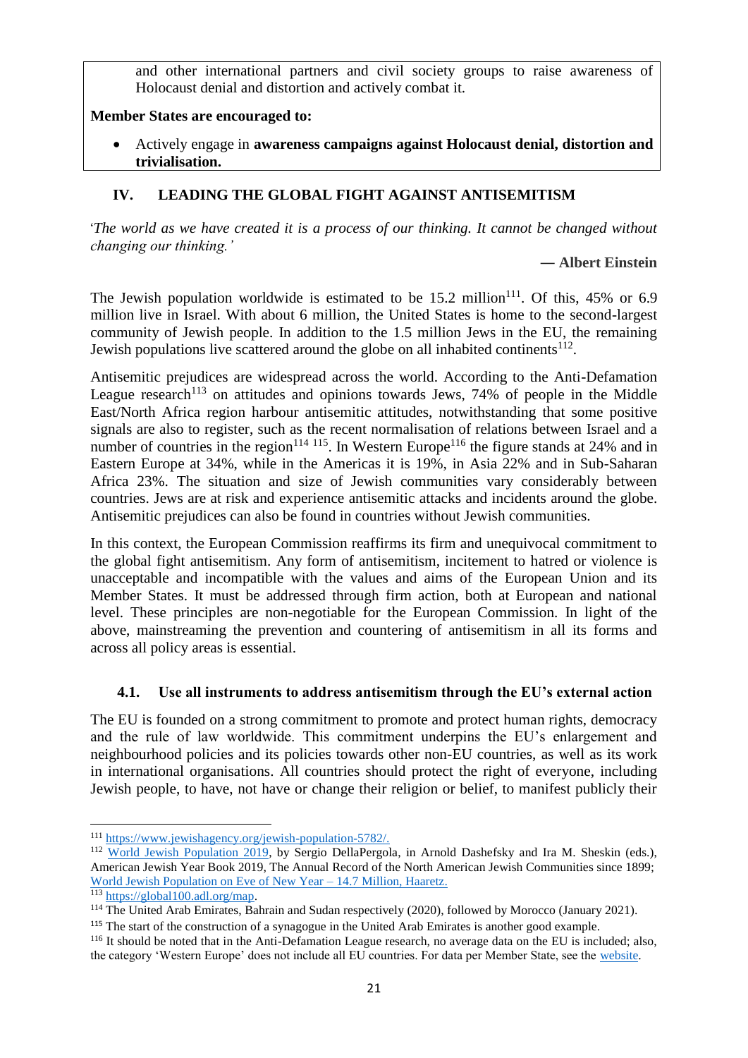and other international partners and civil society groups to raise awareness of Holocaust denial and distortion and actively combat it.

**Member States are encouraged to:**

- Actively engage in **awareness campaigns against Holocaust denial, distortion and trivialisation.**

## IV. LEADING THE GLOBAL FIGHT AGAINST ANTISEMITISM

'*The world as we have created it is a process of our thinking. It cannot be changed without changing our thinking.'*

**— Albert Einstein**

The Jewish population worldwide is estimated to be 15.2 million[111]. Of this, 45% or 6.9 million live in Israel. With about 6 million, the United States is home to the second-largest community of Jewish people. In addition to the 1.5 million Jews in the EU, the remaining Jewish populations live scattered around the globe on all inhabited continents[112].

Antisemitic prejudices are widespread across the world. According to the Anti-Defamation League research[113] on attitudes and opinions towards Jews, 74% of people in the Middle East/North Africa region harbour antisemitic attitudes, notwithstanding that some positive signals are also to register, such as the recent normalisation of relations between Israel and a number of countries in the region[114] [115]. In Western Europe[116] the figure stands at 24% and in Eastern Europe at 34%, while in the Americas it is 19%, in Asia 22% and in Sub-Saharan Africa 23%. The situation and size of Jewish communities vary considerably between countries. Jews are at risk and experience antisemitic attacks and incidents around the globe. Antisemitic prejudices can also be found in countries without Jewish communities.

In this context, the European Commission reaffirms its firm and unequivocal commitment to the global fight antisemitism. Any form of antisemitism, incitement to hatred or violence is unacceptable and incompatible with the values and aims of the European Union and its Member States. It must be addressed through firm action, both at European and national level. These principles are non-negotiable for the European Commission. In light of the above, mainstreaming the prevention and countering of antisemitism in all its forms and across all policy areas is essential.

### 4.1. Use all instruments to address antisemitism through the EU's external action

The EU is founded on a strong commitment to promote and protect human rights, democracy and the rule of law worldwide. This commitment underpins the EU's enlargement and neighbourhood policies and its policies towards other non-EU countries, as well as its work in international organisations. All countries should protect the right of everyone, including Jewish people, to have, not have or change their religion or belief, to manifest publicly their

---

[111] https://www.jewishagency.org/jewish-population-5782/.

[112] World Jewish Population 2019, by Sergio DellaPergola, in Arnold Dashefsky and Ira M. Sheskin (eds.), American Jewish Year Book 2019, The Annual Record of the North American Jewish Communities since 1899; World Jewish Population on Eve of New Year – 14.7 Million, Haaretz.

[113] https://global100.adl.org/map.

[114] The United Arab Emirates, Bahrain and Sudan respectively (2020), followed by Morocco (January 2021).

[115] The start of the construction of a synagogue in the United Arab Emirates is another good example.

[116] It should be noted that in the Anti-Defamation League research, no average data on the EU is included; also, the category 'Western Europe' does not include all EU countries. For data per Member State, see the website.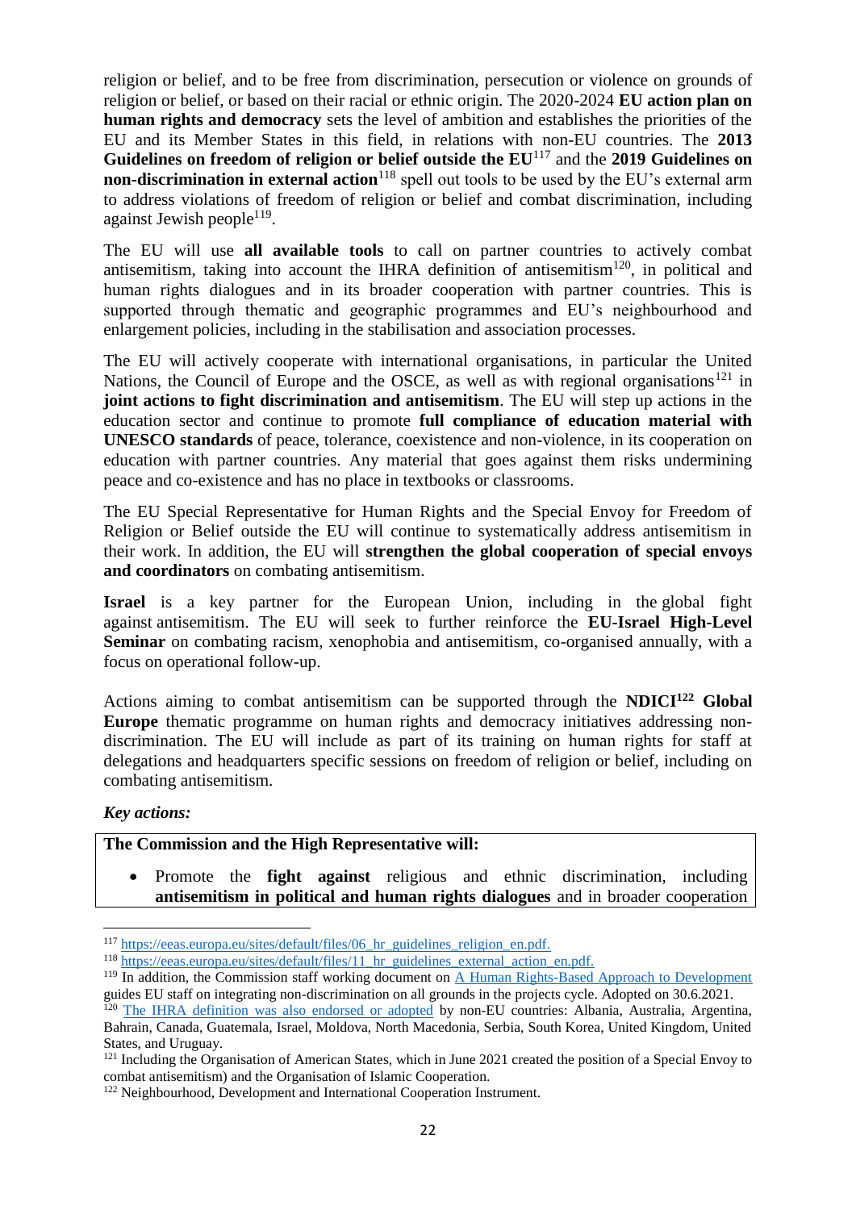religion or belief, and to be free from discrimination, persecution or violence on grounds of religion or belief, or based on their racial or ethnic origin. The 2020-2024 **EU action plan on human rights and democracy** sets the level of ambition and establishes the priorities of the EU and its Member States in this field, in relations with non-EU countries. The **2013 Guidelines on freedom of religion or belief outside the EU**[117] and the **2019 Guidelines on non-discrimination in external action**[118] spell out tools to be used by the EU's external arm to address violations of freedom of religion or belief and combat discrimination, including against Jewish people[119].

The EU will use **all available tools** to call on partner countries to actively combat antisemitism, taking into account the IHRA definition of antisemitism[120], in political and human rights dialogues and in its broader cooperation with partner countries. This is supported through thematic and geographic programmes and EU's neighbourhood and enlargement policies, including in the stabilisation and association processes.

The EU will actively cooperate with international organisations, in particular the United Nations, the Council of Europe and the OSCE, as well as with regional organisations[121] in **joint actions to fight discrimination and antisemitism**. The EU will step up actions in the education sector and continue to promote **full compliance of education material with UNESCO standards** of peace, tolerance, coexistence and non-violence, in its cooperation on education with partner countries. Any material that goes against them risks undermining peace and co-existence and has no place in textbooks or classrooms.

The EU Special Representative for Human Rights and the Special Envoy for Freedom of Religion or Belief outside the EU will continue to systematically address antisemitism in their work. In addition, the EU will **strengthen the global cooperation of special envoys and coordinators** on combating antisemitism.

**Israel** is a key partner for the European Union, including in the global fight against antisemitism. The EU will seek to further reinforce the **EU-Israel High-Level Seminar** on combating racism, xenophobia and antisemitism, co-organised annually, with a focus on operational follow-up.

Actions aiming to combat antisemitism can be supported through the **NDICI[122] Global Europe** thematic programme on human rights and democracy initiatives addressing non-discrimination. The EU will include as part of its training on human rights for staff at delegations and headquarters specific sessions on freedom of religion or belief, including on combating antisemitism.

***Key actions:***

**The Commission and the High Representative will:**

- Promote the **fight against** religious and ethnic discrimination, including **antisemitism in political and human rights dialogues** and in broader cooperation

---

[117] https://eeas.europa.eu/sites/default/files/06_hr_guidelines_religion_en.pdf.

[118] https://eeas.europa.eu/sites/default/files/11_hr_guidelines_external_action_en.pdf.

[119] In addition, the Commission staff working document on A Human Rights-Based Approach to Development guides EU staff on integrating non-discrimination on all grounds in the projects cycle. Adopted on 30.6.2021.

[120] The IHRA definition was also endorsed or adopted by non-EU countries: Albania, Australia, Argentina, Bahrain, Canada, Guatemala, Israel, Moldova, North Macedonia, Serbia, South Korea, United Kingdom, United States, and Uruguay.

[121] Including the Organisation of American States, which in June 2021 created the position of a Special Envoy to combat antisemitism) and the Organisation of Islamic Cooperation.

[122] Neighbourhood, Development and International Cooperation Instrument.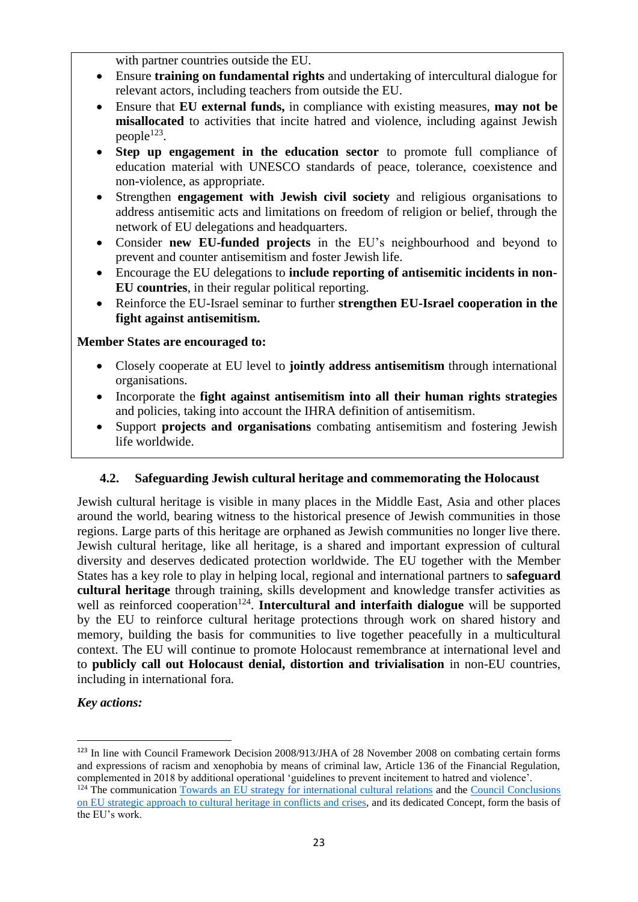with partner countries outside the EU.

- Ensure **training on fundamental rights** and undertaking of intercultural dialogue for relevant actors, including teachers from outside the EU.
- Ensure that **EU external funds,** in compliance with existing measures, **may not be misallocated** to activities that incite hatred and violence, including against Jewish people[123].
- **Step up engagement in the education sector** to promote full compliance of education material with UNESCO standards of peace, tolerance, coexistence and non-violence, as appropriate.
- Strengthen **engagement with Jewish civil society** and religious organisations to address antisemitic acts and limitations on freedom of religion or belief, through the network of EU delegations and headquarters.
- Consider **new EU-funded projects** in the EU's neighbourhood and beyond to prevent and counter antisemitism and foster Jewish life.
- Encourage the EU delegations to **include reporting of antisemitic incidents in non-EU countries**, in their regular political reporting.
- Reinforce the EU-Israel seminar to further **strengthen EU-Israel cooperation in the fight against antisemitism.**

**Member States are encouraged to:**

- Closely cooperate at EU level to **jointly address antisemitism** through international organisations.
- Incorporate the **fight against antisemitism into all their human rights strategies** and policies, taking into account the IHRA definition of antisemitism.
- Support **projects and organisations** combating antisemitism and fostering Jewish life worldwide.

### 4.2. Safeguarding Jewish cultural heritage and commemorating the Holocaust

Jewish cultural heritage is visible in many places in the Middle East, Asia and other places around the world, bearing witness to the historical presence of Jewish communities in those regions. Large parts of this heritage are orphaned as Jewish communities no longer live there. Jewish cultural heritage, like all heritage, is a shared and important expression of cultural diversity and deserves dedicated protection worldwide. The EU together with the Member States has a key role to play in helping local, regional and international partners to **safeguard cultural heritage** through training, skills development and knowledge transfer activities as well as reinforced cooperation[124]. **Intercultural and interfaith dialogue** will be supported by the EU to reinforce cultural heritage protections through work on shared history and memory, building the basis for communities to live together peacefully in a multicultural context. The EU will continue to promote Holocaust remembrance at international level and to **publicly call out Holocaust denial, distortion and trivialisation** in non-EU countries, including in international fora.

***Key actions:***

---

[123] In line with Council Framework Decision 2008/913/JHA of 28 November 2008 on combating certain forms and expressions of racism and xenophobia by means of criminal law, Article 136 of the Financial Regulation, complemented in 2018 by additional operational 'guidelines to prevent incitement to hatred and violence'.

[124] The communication Towards an EU strategy for international cultural relations and the Council Conclusions on EU strategic approach to cultural heritage in conflicts and crises, and its dedicated Concept, form the basis of the EU's work.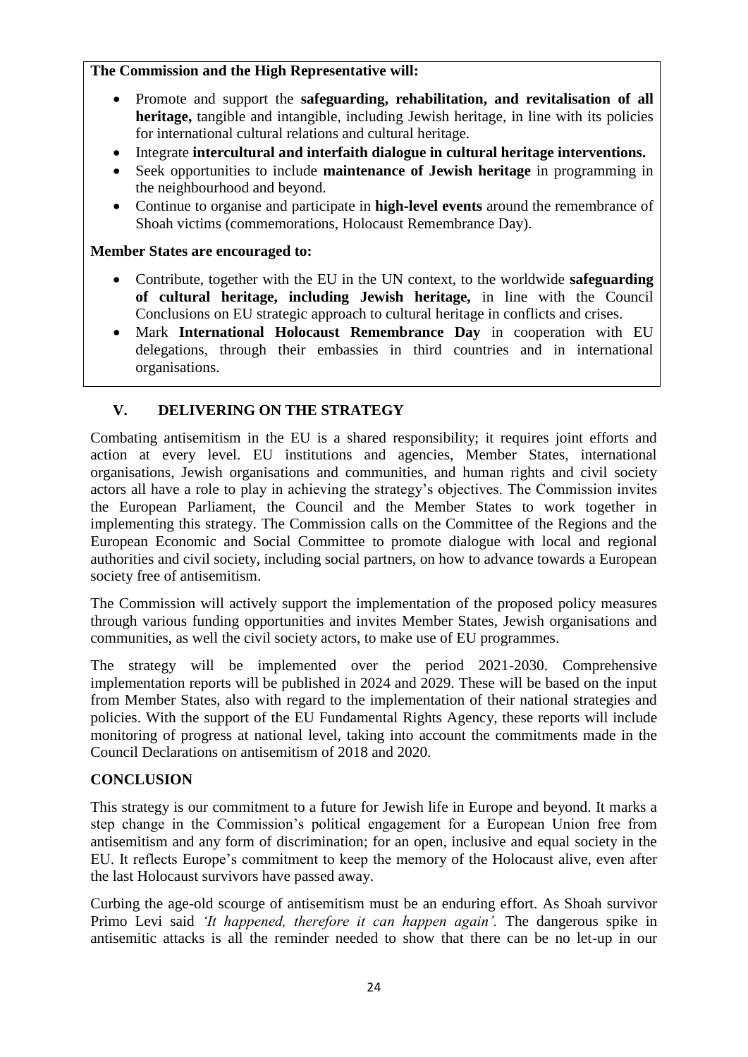**The Commission and the High Representative will:**

- Promote and support the **safeguarding, rehabilitation, and revitalisation of all heritage,** tangible and intangible, including Jewish heritage, in line with its policies for international cultural relations and cultural heritage.
- Integrate **intercultural and interfaith dialogue in cultural heritage interventions.**
- Seek opportunities to include **maintenance of Jewish heritage** in programming in the neighbourhood and beyond.
- Continue to organise and participate in **high-level events** around the remembrance of Shoah victims (commemorations, Holocaust Remembrance Day).

**Member States are encouraged to:**

- Contribute, together with the EU in the UN context, to the worldwide **safeguarding of cultural heritage, including Jewish heritage,** in line with the Council Conclusions on EU strategic approach to cultural heritage in conflicts and crises.
- Mark **International Holocaust Remembrance Day** in cooperation with EU delegations, through their embassies in third countries and in international organisations.

## V. DELIVERING ON THE STRATEGY

Combating antisemitism in the EU is a shared responsibility; it requires joint efforts and action at every level. EU institutions and agencies, Member States, international organisations, Jewish organisations and communities, and human rights and civil society actors all have a role to play in achieving the strategy's objectives. The Commission invites the European Parliament, the Council and the Member States to work together in implementing this strategy. The Commission calls on the Committee of the Regions and the European Economic and Social Committee to promote dialogue with local and regional authorities and civil society, including social partners, on how to advance towards a European society free of antisemitism.

The Commission will actively support the implementation of the proposed policy measures through various funding opportunities and invites Member States, Jewish organisations and communities, as well the civil society actors, to make use of EU programmes.

The strategy will be implemented over the period 2021-2030. Comprehensive implementation reports will be published in 2024 and 2029. These will be based on the input from Member States, also with regard to the implementation of their national strategies and policies. With the support of the EU Fundamental Rights Agency, these reports will include monitoring of progress at national level, taking into account the commitments made in the Council Declarations on antisemitism of 2018 and 2020.

## CONCLUSION

This strategy is our commitment to a future for Jewish life in Europe and beyond. It marks a step change in the Commission's political engagement for a European Union free from antisemitism and any form of discrimination; for an open, inclusive and equal society in the EU. It reflects Europe's commitment to keep the memory of the Holocaust alive, even after the last Holocaust survivors have passed away.

Curbing the age-old scourge of antisemitism must be an enduring effort. As Shoah survivor Primo Levi said *'It happened, therefore it can happen again'.* The dangerous spike in antisemitic attacks is all the reminder needed to show that there can be no let-up in our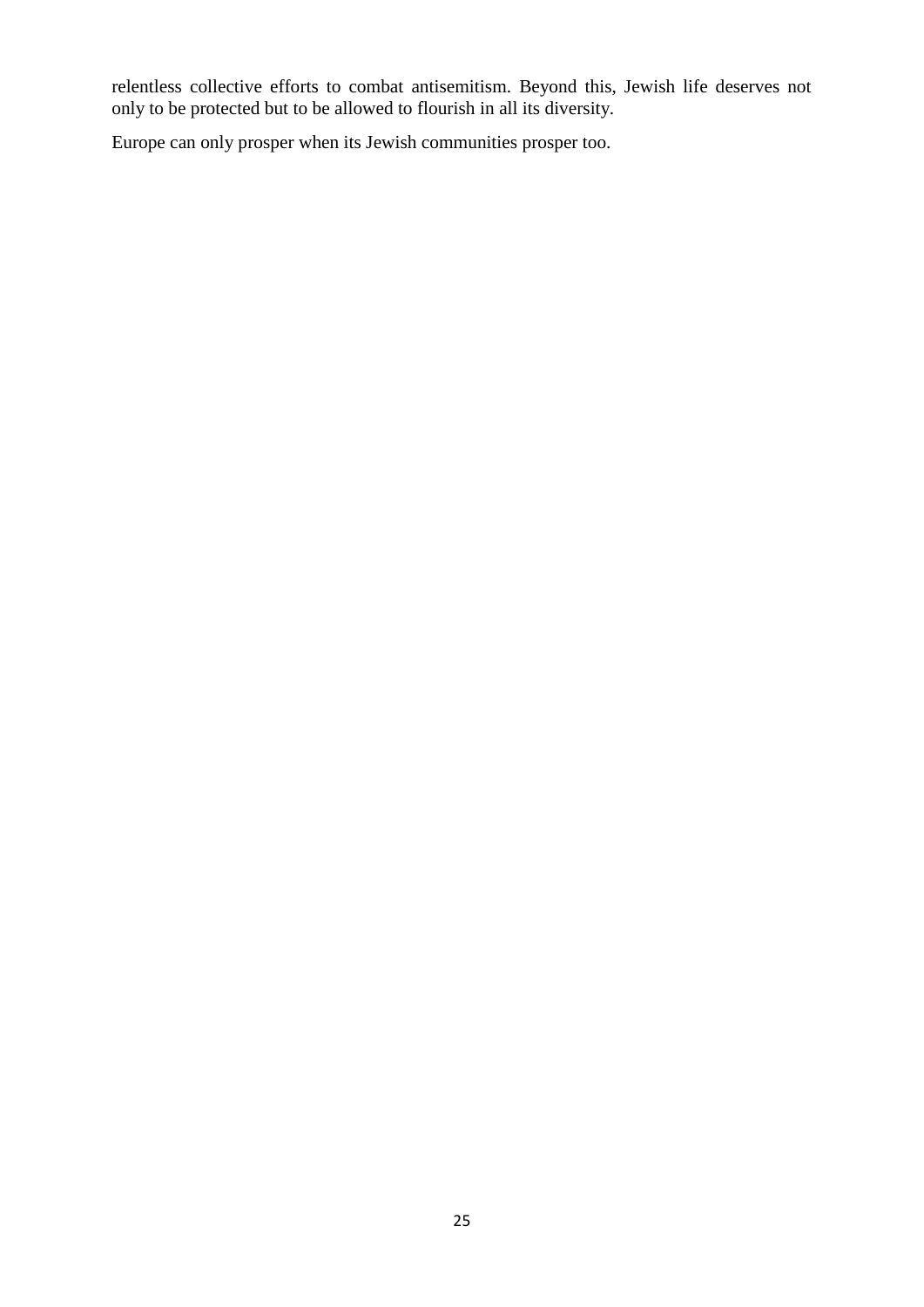relentless collective efforts to combat antisemitism. Beyond this, Jewish life deserves not only to be protected but to be allowed to flourish in all its diversity.

Europe can only prosper when its Jewish communities prosper too.